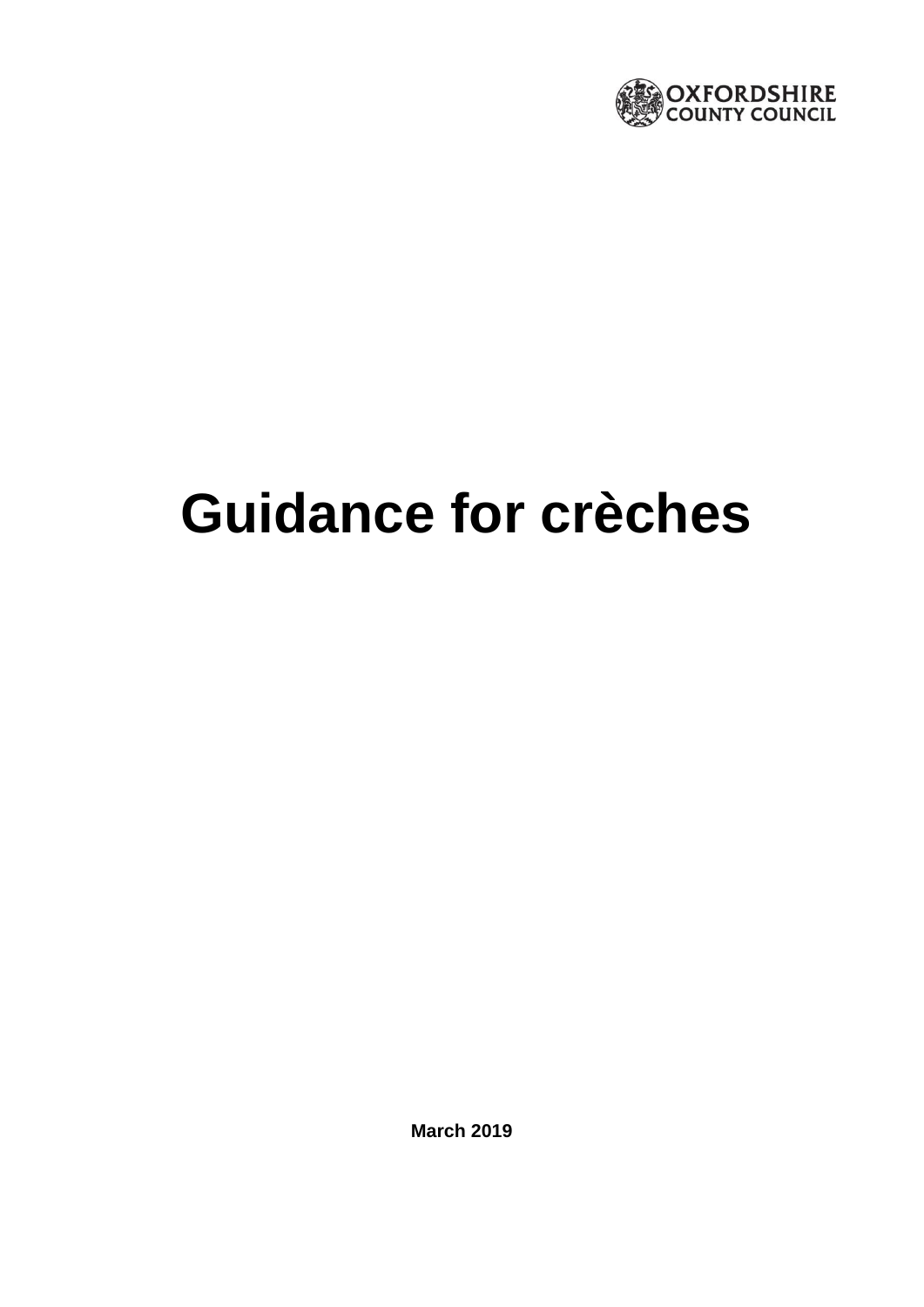OXFORDSHIRE COUNTY COUNCIL

# Guidance for crèches

**March 2019**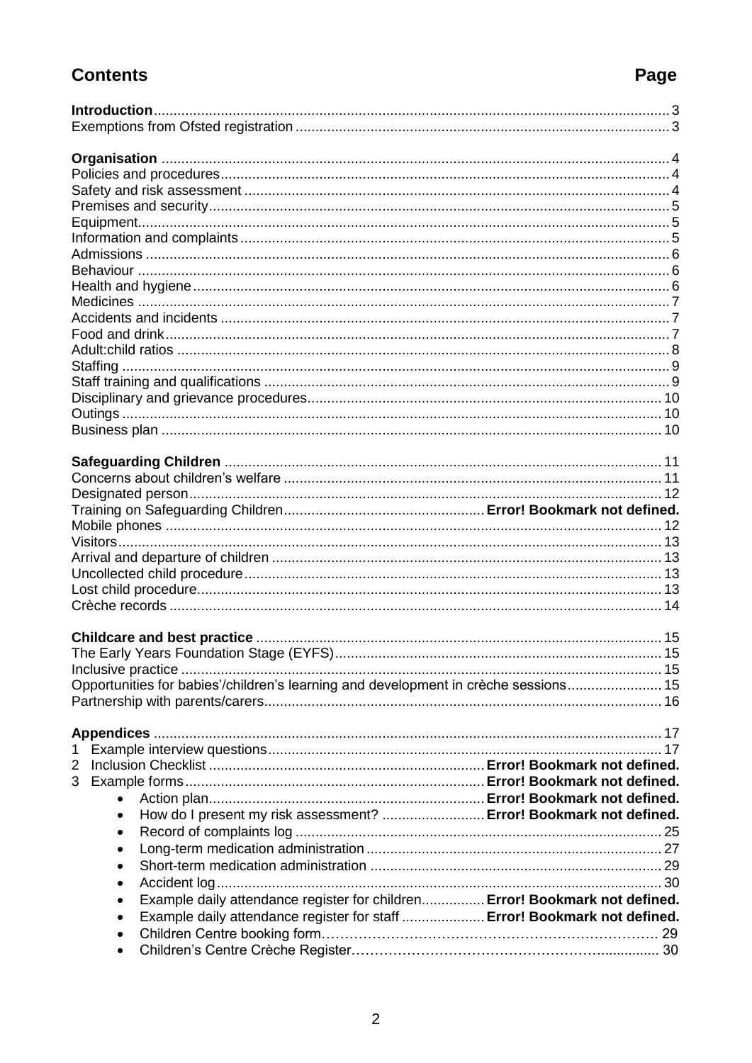## Contents

| | Page |
|---|---|
| **Introduction** | 3 |
| Exemptions from Ofsted registration | 3 |
| | |
| **Organisation** | 4 |
| Policies and procedures | 4 |
| Safety and risk assessment | 4 |
| Premises and security | 5 |
| Equipment | 5 |
| Information and complaints | 5 |
| Admissions | 6 |
| Behaviour | 6 |
| Health and hygiene | 6 |
| Medicines | 7 |
| Accidents and incidents | 7 |
| Food and drink | 7 |
| Adult:child ratios | 8 |
| Staffing | 9 |
| Staff training and qualifications | 9 |
| Disciplinary and grievance procedures | 10 |
| Outings | 10 |
| Business plan | 10 |
| | |
| **Safeguarding Children** | 11 |
| Concerns about children's welfare | 11 |
| Designated person | 12 |
| Training on Safeguarding Children | **Error! Bookmark not defined.** |
| Mobile phones | 12 |
| Visitors | 13 |
| Arrival and departure of children | 13 |
| Uncollected child procedure | 13 |
| Lost child procedure | 13 |
| Crèche records | 14 |
| | |
| **Childcare and best practice** | 15 |
| The Early Years Foundation Stage (EYFS) | 15 |
| Inclusive practice | 15 |
| Opportunities for babies'/children's learning and development in crèche sessions | 15 |
| Partnership with parents/carers | 16 |
| | |
| **Appendices** | 17 |
| 1 Example interview questions | 17 |
| 2 Inclusion Checklist | **Error! Bookmark not defined.** |
| 3 Example forms | **Error! Bookmark not defined.** |
| • Action plan | **Error! Bookmark not defined.** |
| • How do I present my risk assessment? | **Error! Bookmark not defined.** |
| • Record of complaints log | 25 |
| • Long-term medication administration | 27 |
| • Short-term medication administration | 29 |
| • Accident log | 30 |
| • Example daily attendance register for children | **Error! Bookmark not defined.** |
| • Example daily attendance register for staff | **Error! Bookmark not defined.** |
| • Children Centre booking form | 29 |
| • Children's Centre Crèche Register | 30 |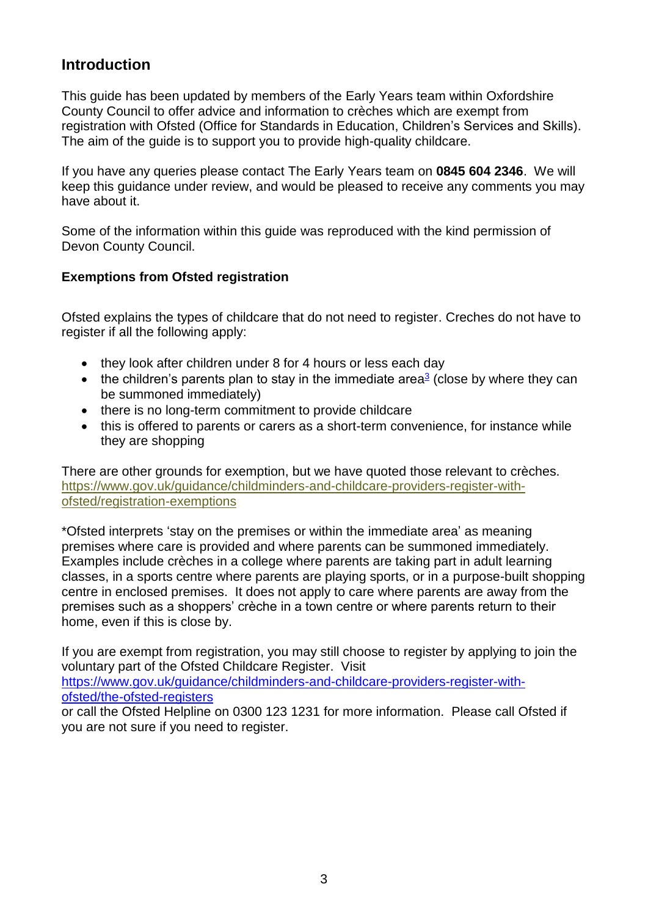## Introduction

This guide has been updated by members of the Early Years team within Oxfordshire County Council to offer advice and information to crèches which are exempt from registration with Ofsted (Office for Standards in Education, Children's Services and Skills). The aim of the guide is to support you to provide high-quality childcare.

If you have any queries please contact The Early Years team on **0845 604 2346**. We will keep this guidance under review, and would be pleased to receive any comments you may have about it.

Some of the information within this guide was reproduced with the kind permission of Devon County Council.

**Exemptions from Ofsted registration**

Ofsted explains the types of childcare that do not need to register. Creches do not have to register if all the following apply:

- they look after children under 8 for 4 hours or less each day
- the children's parents plan to stay in the immediate area[3] (close by where they can be summoned immediately)
- there is no long-term commitment to provide childcare
- this is offered to parents or carers as a short-term convenience, for instance while they are shopping

There are other grounds for exemption, but we have quoted those relevant to crèches. https://www.gov.uk/guidance/childminders-and-childcare-providers-register-with-ofsted/registration-exemptions

*Ofsted interprets 'stay on the premises or within the immediate area' as meaning premises where care is provided and where parents can be summoned immediately. Examples include crèches in a college where parents are taking part in adult learning classes, in a sports centre where parents are playing sports, or in a purpose-built shopping centre in enclosed premises. It does not apply to care where parents are away from the premises such as a shoppers' crèche in a town centre or where parents return to their home, even if this is close by.

If you are exempt from registration, you may still choose to register by applying to join the voluntary part of the Ofsted Childcare Register. Visit https://www.gov.uk/guidance/childminders-and-childcare-providers-register-with-ofsted/the-ofsted-registers or call the Ofsted Helpline on 0300 123 1231 for more information. Please call Ofsted if you are not sure if you need to register.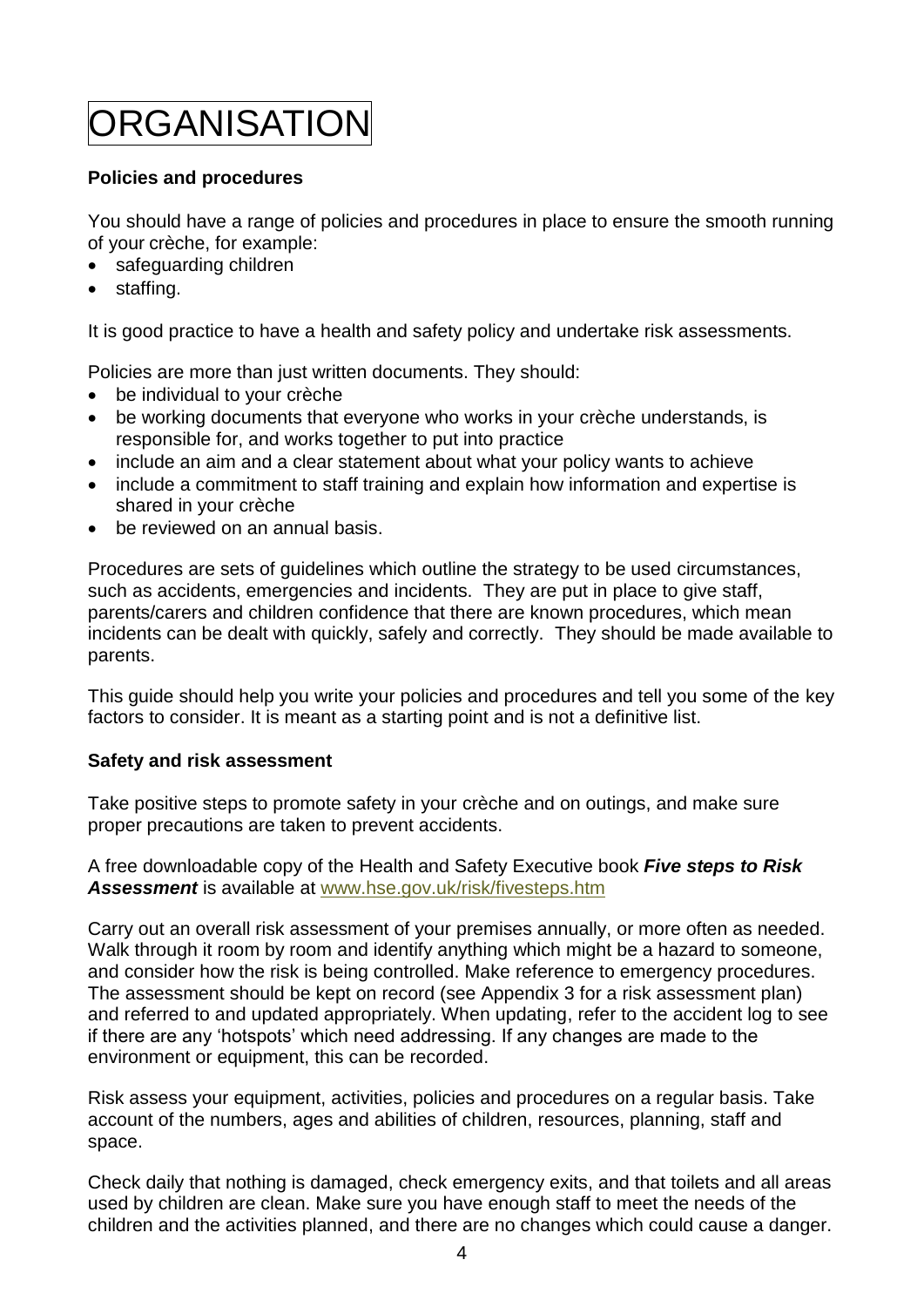# ORGANISATION

**Policies and procedures**

You should have a range of policies and procedures in place to ensure the smooth running of your crèche, for example:

- safeguarding children
- staffing.

It is good practice to have a health and safety policy and undertake risk assessments.

Policies are more than just written documents. They should:

- be individual to your crèche
- be working documents that everyone who works in your crèche understands, is responsible for, and works together to put into practice
- include an aim and a clear statement about what your policy wants to achieve
- include a commitment to staff training and explain how information and expertise is shared in your crèche
- be reviewed on an annual basis.

Procedures are sets of guidelines which outline the strategy to be used circumstances, such as accidents, emergencies and incidents. They are put in place to give staff, parents/carers and children confidence that there are known procedures, which mean incidents can be dealt with quickly, safely and correctly. They should be made available to parents.

This guide should help you write your policies and procedures and tell you some of the key factors to consider. It is meant as a starting point and is not a definitive list.

**Safety and risk assessment**

Take positive steps to promote safety in your crèche and on outings, and make sure proper precautions are taken to prevent accidents.

A free downloadable copy of the Health and Safety Executive book ***Five steps to Risk Assessment*** is available at www.hse.gov.uk/risk/fivesteps.htm

Carry out an overall risk assessment of your premises annually, or more often as needed. Walk through it room by room and identify anything which might be a hazard to someone, and consider how the risk is being controlled. Make reference to emergency procedures. The assessment should be kept on record (see Appendix 3 for a risk assessment plan) and referred to and updated appropriately. When updating, refer to the accident log to see if there are any 'hotspots' which need addressing. If any changes are made to the environment or equipment, this can be recorded.

Risk assess your equipment, activities, policies and procedures on a regular basis. Take account of the numbers, ages and abilities of children, resources, planning, staff and space.

Check daily that nothing is damaged, check emergency exits, and that toilets and all areas used by children are clean. Make sure you have enough staff to meet the needs of the children and the activities planned, and there are no changes which could cause a danger.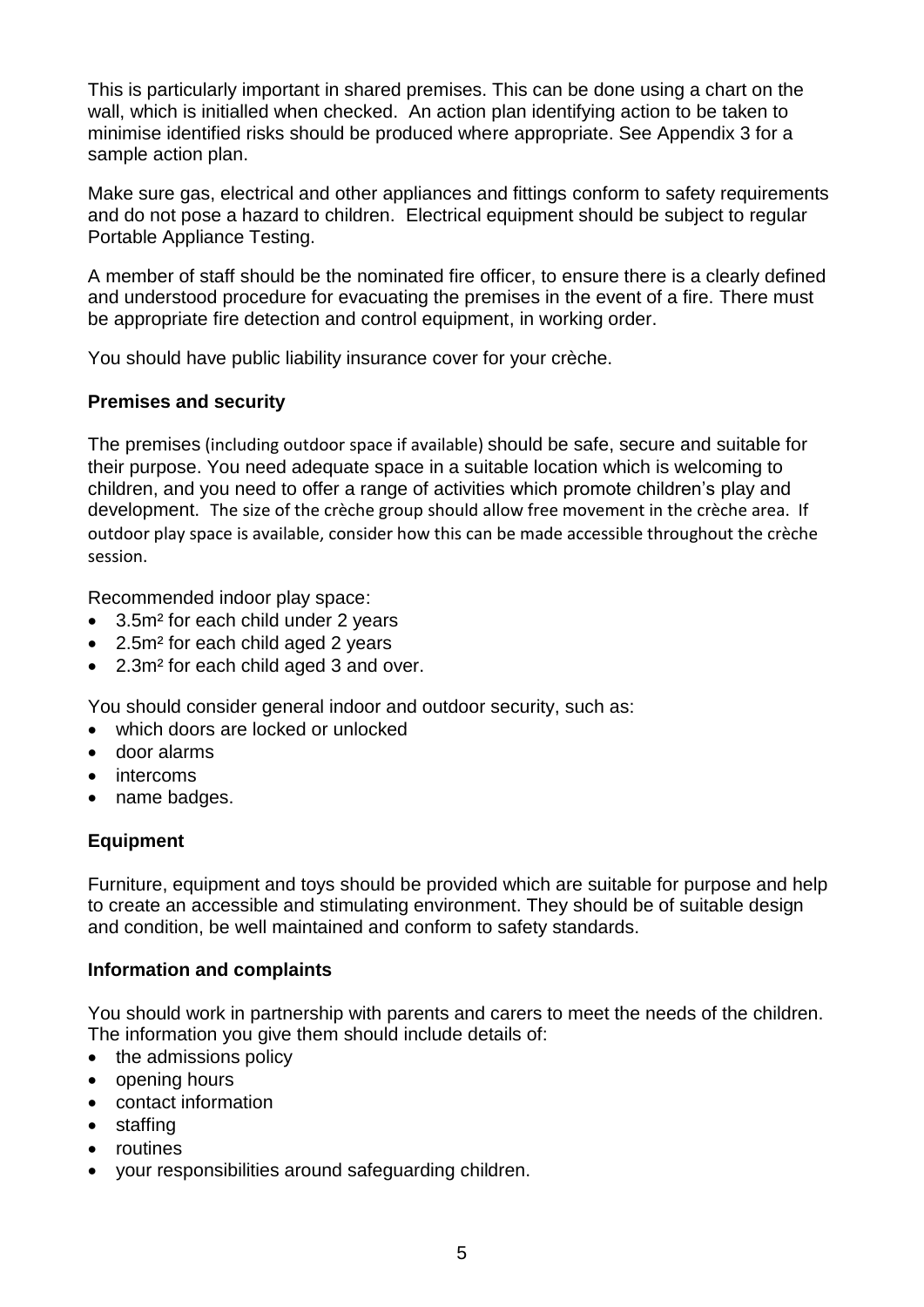This is particularly important in shared premises. This can be done using a chart on the wall, which is initialled when checked. An action plan identifying action to be taken to minimise identified risks should be produced where appropriate. See Appendix 3 for a sample action plan.

Make sure gas, electrical and other appliances and fittings conform to safety requirements and do not pose a hazard to children. Electrical equipment should be subject to regular Portable Appliance Testing.

A member of staff should be the nominated fire officer, to ensure there is a clearly defined and understood procedure for evacuating the premises in the event of a fire. There must be appropriate fire detection and control equipment, in working order.

You should have public liability insurance cover for your crèche.

**Premises and security**

The premises (including outdoor space if available) should be safe, secure and suitable for their purpose. You need adequate space in a suitable location which is welcoming to children, and you need to offer a range of activities which promote children's play and development. The size of the crèche group should allow free movement in the crèche area. If outdoor play space is available, consider how this can be made accessible throughout the crèche session.

Recommended indoor play space:

- 3.5m² for each child under 2 years
- 2.5m² for each child aged 2 years
- 2.3m² for each child aged 3 and over.

You should consider general indoor and outdoor security, such as:

- which doors are locked or unlocked
- door alarms
- intercoms
- name badges.

**Equipment**

Furniture, equipment and toys should be provided which are suitable for purpose and help to create an accessible and stimulating environment. They should be of suitable design and condition, be well maintained and conform to safety standards.

**Information and complaints**

You should work in partnership with parents and carers to meet the needs of the children. The information you give them should include details of:

- the admissions policy
- opening hours
- contact information
- staffing
- routines
- your responsibilities around safeguarding children.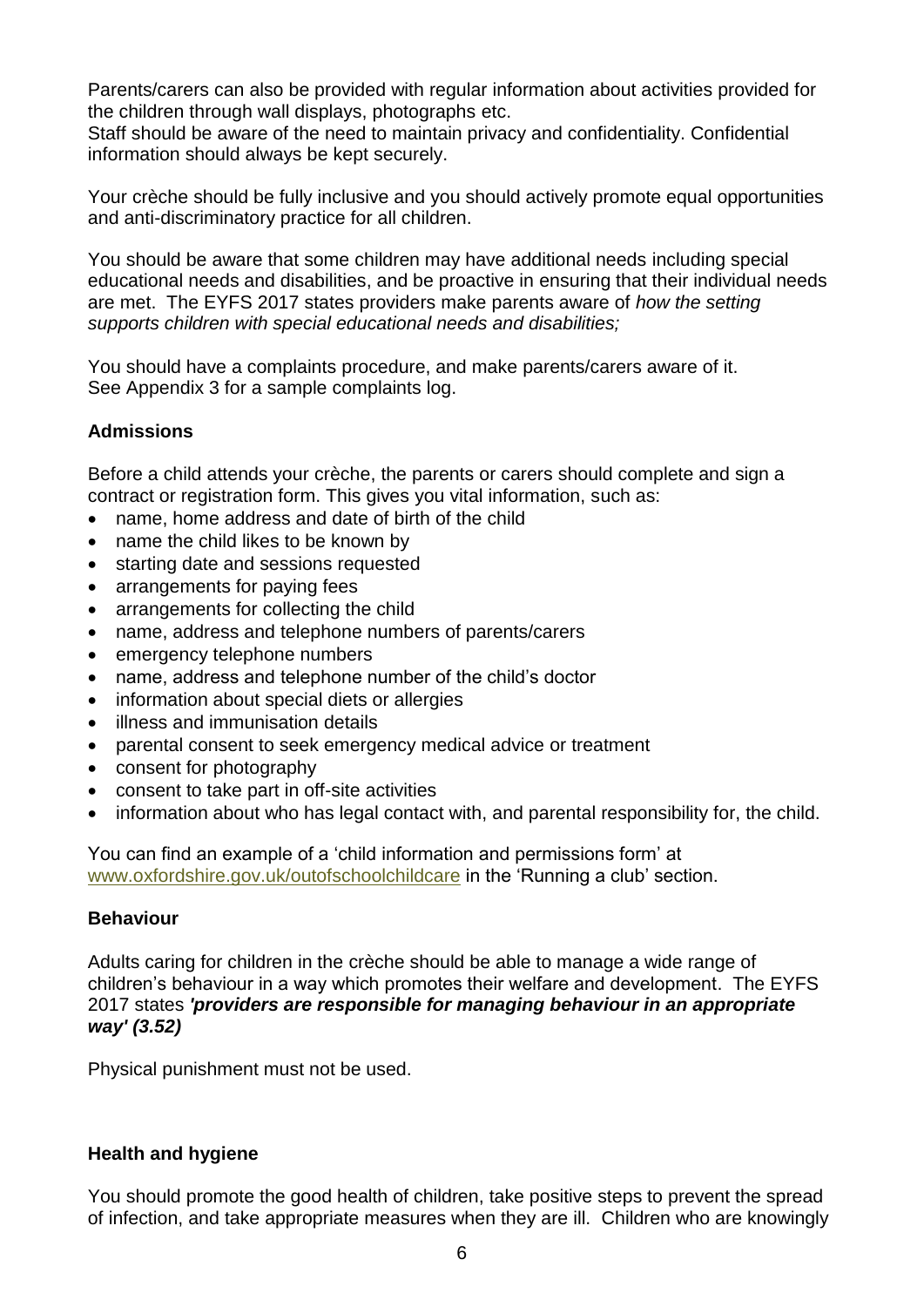Parents/carers can also be provided with regular information about activities provided for the children through wall displays, photographs etc.
Staff should be aware of the need to maintain privacy and confidentiality. Confidential information should always be kept securely.

Your crèche should be fully inclusive and you should actively promote equal opportunities and anti-discriminatory practice for all children.

You should be aware that some children may have additional needs including special educational needs and disabilities, and be proactive in ensuring that their individual needs are met. The EYFS 2017 states providers make parents aware of *how the setting supports children with special educational needs and disabilities;*

You should have a complaints procedure, and make parents/carers aware of it.
See Appendix 3 for a sample complaints log.

**Admissions**

Before a child attends your crèche, the parents or carers should complete and sign a contract or registration form. This gives you vital information, such as:

- name, home address and date of birth of the child
- name the child likes to be known by
- starting date and sessions requested
- arrangements for paying fees
- arrangements for collecting the child
- name, address and telephone numbers of parents/carers
- emergency telephone numbers
- name, address and telephone number of the child's doctor
- information about special diets or allergies
- illness and immunisation details
- parental consent to seek emergency medical advice or treatment
- consent for photography
- consent to take part in off-site activities
- information about who has legal contact with, and parental responsibility for, the child.

You can find an example of a 'child information and permissions form' at www.oxfordshire.gov.uk/outofschoolchildcare in the 'Running a club' section.

**Behaviour**

Adults caring for children in the crèche should be able to manage a wide range of children's behaviour in a way which promotes their welfare and development. The EYFS 2017 states ***'providers are responsible for managing behaviour in an appropriate way' (3.52)***

Physical punishment must not be used.

**Health and hygiene**

You should promote the good health of children, take positive steps to prevent the spread of infection, and take appropriate measures when they are ill. Children who are knowingly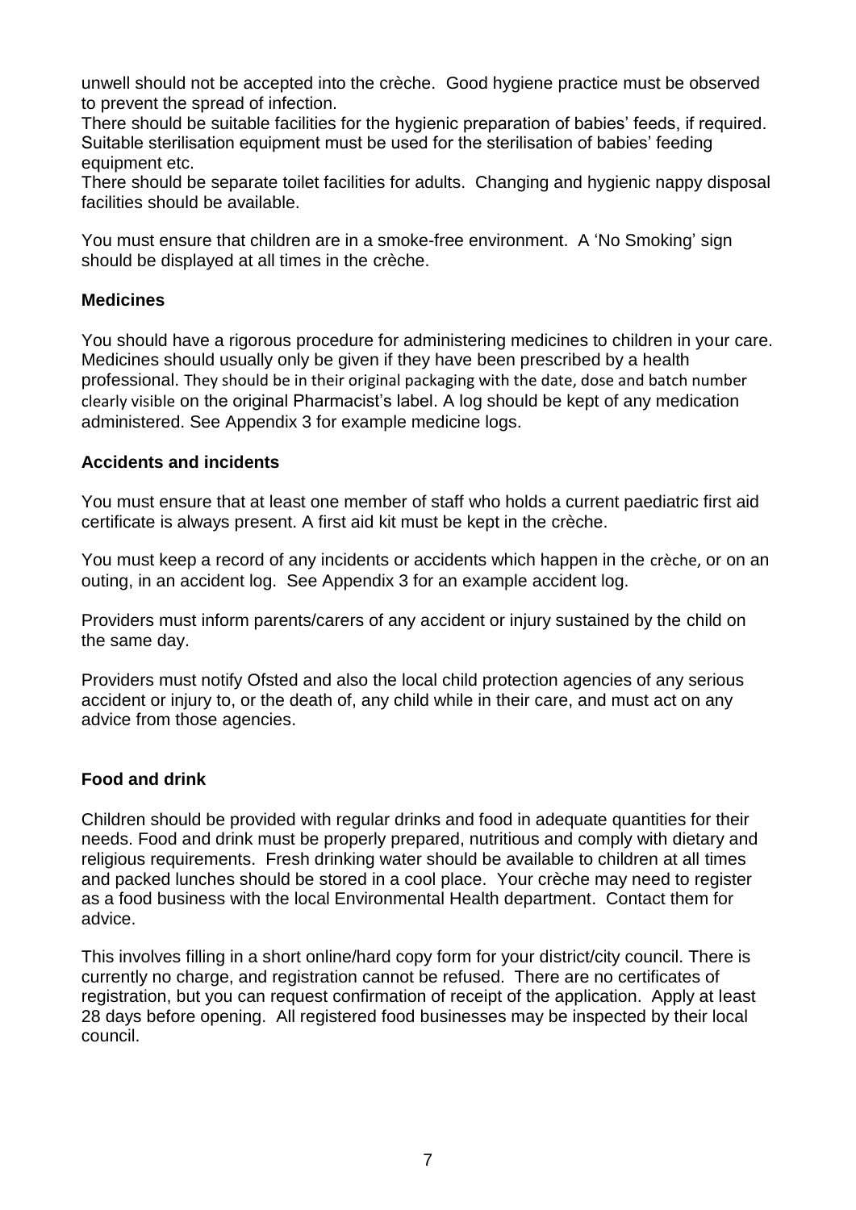unwell should not be accepted into the crèche. Good hygiene practice must be observed to prevent the spread of infection.

There should be suitable facilities for the hygienic preparation of babies' feeds, if required. Suitable sterilisation equipment must be used for the sterilisation of babies' feeding equipment etc.

There should be separate toilet facilities for adults. Changing and hygienic nappy disposal facilities should be available.

You must ensure that children are in a smoke-free environment. A 'No Smoking' sign should be displayed at all times in the crèche.

**Medicines**

You should have a rigorous procedure for administering medicines to children in your care. Medicines should usually only be given if they have been prescribed by a health professional. They should be in their original packaging with the date, dose and batch number clearly visible on the original Pharmacist's label. A log should be kept of any medication administered. See Appendix 3 for example medicine logs.

**Accidents and incidents**

You must ensure that at least one member of staff who holds a current paediatric first aid certificate is always present. A first aid kit must be kept in the crèche.

You must keep a record of any incidents or accidents which happen in the crèche, or on an outing, in an accident log. See Appendix 3 for an example accident log.

Providers must inform parents/carers of any accident or injury sustained by the child on the same day.

Providers must notify Ofsted and also the local child protection agencies of any serious accident or injury to, or the death of, any child while in their care, and must act on any advice from those agencies.

**Food and drink**

Children should be provided with regular drinks and food in adequate quantities for their needs. Food and drink must be properly prepared, nutritious and comply with dietary and religious requirements. Fresh drinking water should be available to children at all times and packed lunches should be stored in a cool place. Your crèche may need to register as a food business with the local Environmental Health department. Contact them for advice.

This involves filling in a short online/hard copy form for your district/city council. There is currently no charge, and registration cannot be refused. There are no certificates of registration, but you can request confirmation of receipt of the application. Apply at least 28 days before opening. All registered food businesses may be inspected by their local council.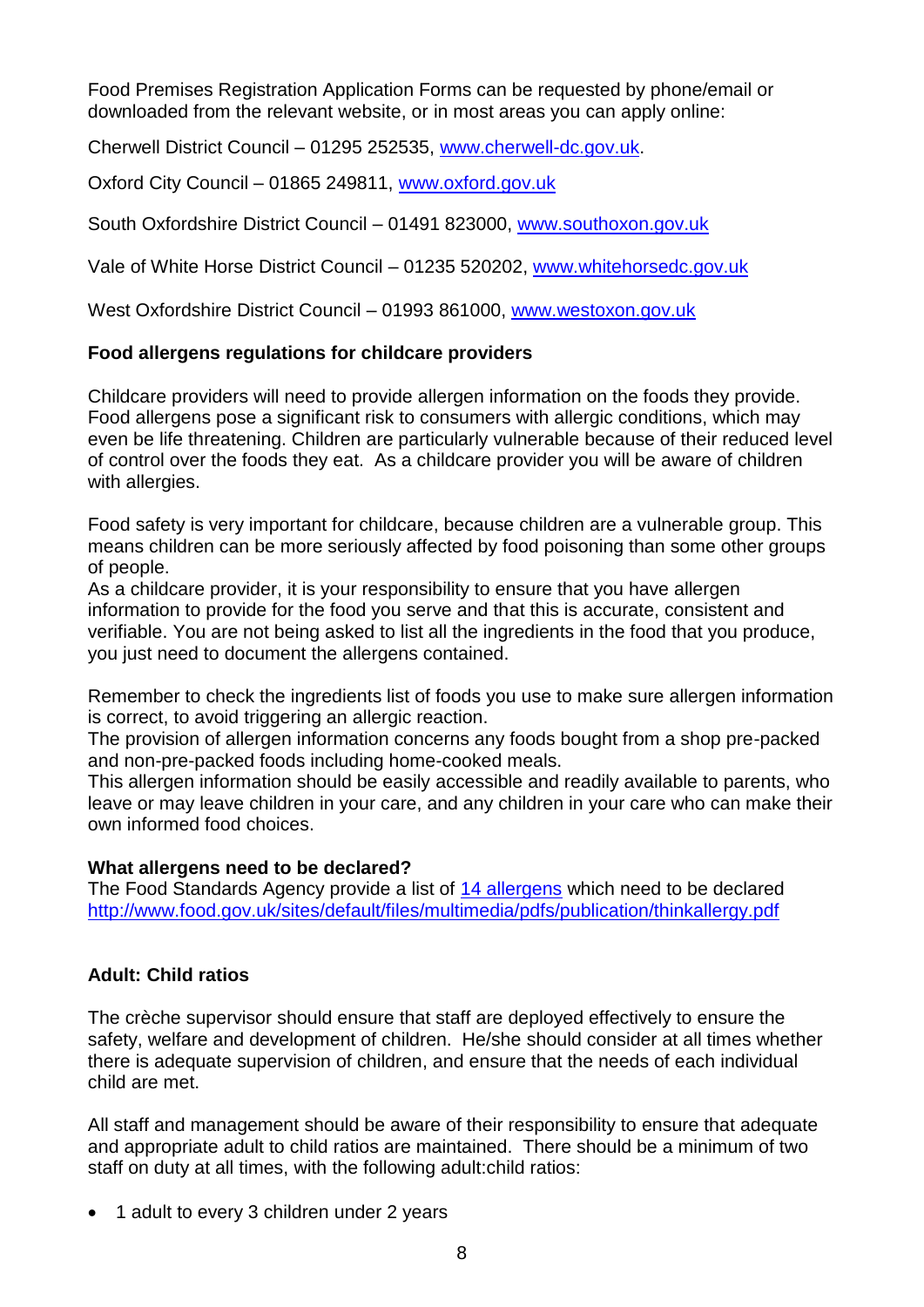Food Premises Registration Application Forms can be requested by phone/email or downloaded from the relevant website, or in most areas you can apply online:

Cherwell District Council – 01295 252535, [www.cherwell-dc.gov.uk](http://www.cherwell-dc.gov.uk).

Oxford City Council – 01865 249811, [www.oxford.gov.uk](http://www.oxford.gov.uk)

South Oxfordshire District Council – 01491 823000, [www.southoxon.gov.uk](http://www.southoxon.gov.uk)

Vale of White Horse District Council – 01235 520202, [www.whitehorsedc.gov.uk](http://www.whitehorsedc.gov.uk)

West Oxfordshire District Council – 01993 861000, [www.westoxon.gov.uk](http://www.westoxon.gov.uk)

**Food allergens regulations for childcare providers**

Childcare providers will need to provide allergen information on the foods they provide. Food allergens pose a significant risk to consumers with allergic conditions, which may even be life threatening. Children are particularly vulnerable because of their reduced level of control over the foods they eat. As a childcare provider you will be aware of children with allergies.

Food safety is very important for childcare, because children are a vulnerable group. This means children can be more seriously affected by food poisoning than some other groups of people.
As a childcare provider, it is your responsibility to ensure that you have allergen information to provide for the food you serve and that this is accurate, consistent and verifiable. You are not being asked to list all the ingredients in the food that you produce, you just need to document the allergens contained.

Remember to check the ingredients list of foods you use to make sure allergen information is correct, to avoid triggering an allergic reaction.
The provision of allergen information concerns any foods bought from a shop pre-packed and non-pre-packed foods including home-cooked meals.
This allergen information should be easily accessible and readily available to parents, who leave or may leave children in your care, and any children in your care who can make their own informed food choices.

**What allergens need to be declared?**
The Food Standards Agency provide a list of [14 allergens](http://www.food.gov.uk/sites/default/files/multimedia/pdfs/publication/thinkallergy.pdf) which need to be declared
[http://www.food.gov.uk/sites/default/files/multimedia/pdfs/publication/thinkallergy.pdf](http://www.food.gov.uk/sites/default/files/multimedia/pdfs/publication/thinkallergy.pdf)

**Adult: Child ratios**

The crèche supervisor should ensure that staff are deployed effectively to ensure the safety, welfare and development of children. He/she should consider at all times whether there is adequate supervision of children, and ensure that the needs of each individual child are met.

All staff and management should be aware of their responsibility to ensure that adequate and appropriate adult to child ratios are maintained. There should be a minimum of two staff on duty at all times, with the following adult:child ratios:

- 1 adult to every 3 children under 2 years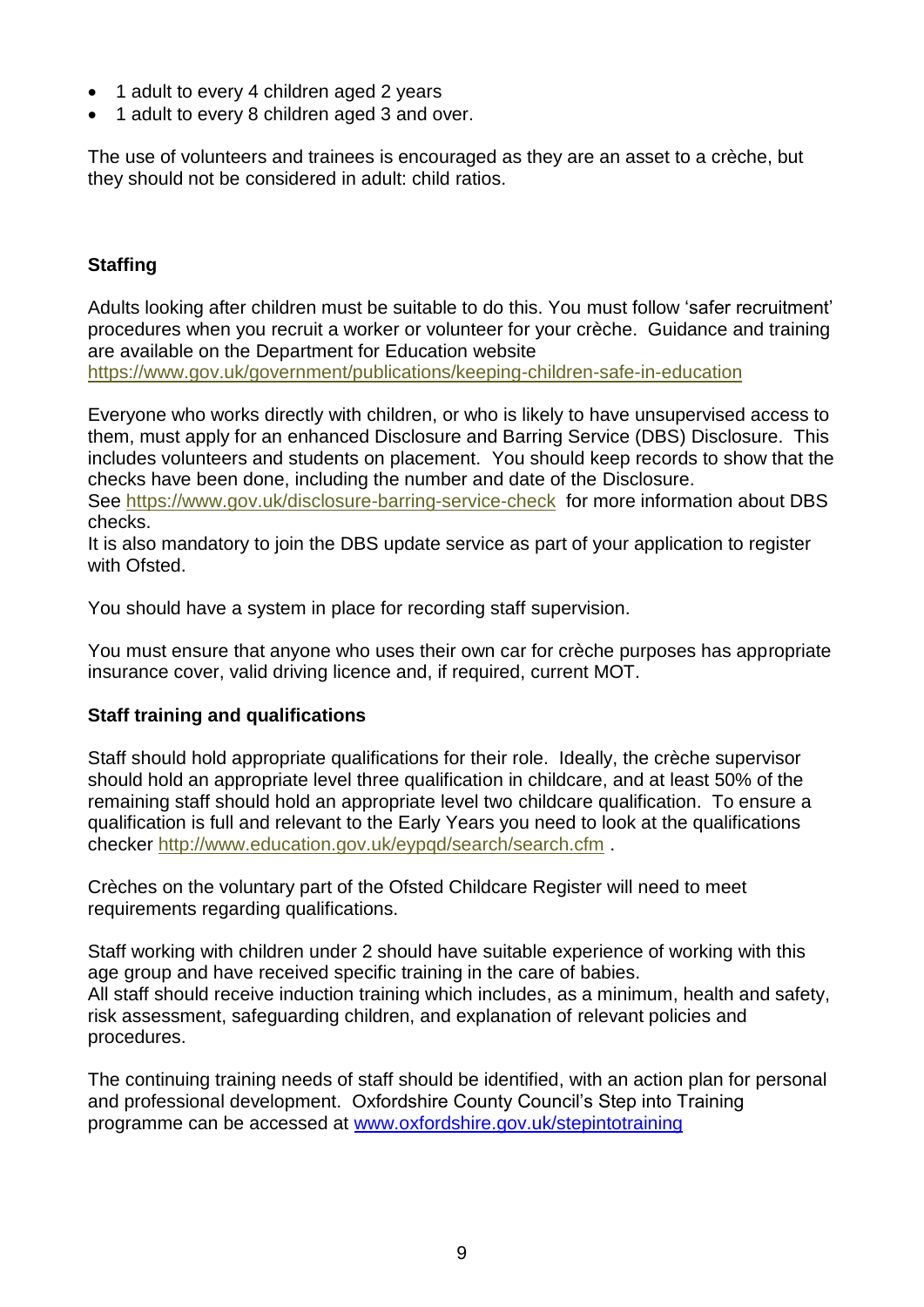- 1 adult to every 4 children aged 2 years
- 1 adult to every 8 children aged 3 and over.

The use of volunteers and trainees is encouraged as they are an asset to a crèche, but they should not be considered in adult: child ratios.

## Staffing

Adults looking after children must be suitable to do this. You must follow 'safer recruitment' procedures when you recruit a worker or volunteer for your crèche. Guidance and training are available on the Department for Education website https://www.gov.uk/government/publications/keeping-children-safe-in-education

Everyone who works directly with children, or who is likely to have unsupervised access to them, must apply for an enhanced Disclosure and Barring Service (DBS) Disclosure. This includes volunteers and students on placement. You should keep records to show that the checks have been done, including the number and date of the Disclosure.
See https://www.gov.uk/disclosure-barring-service-check for more information about DBS checks.
It is also mandatory to join the DBS update service as part of your application to register with Ofsted.

You should have a system in place for recording staff supervision.

You must ensure that anyone who uses their own car for crèche purposes has appropriate insurance cover, valid driving licence and, if required, current MOT.

## Staff training and qualifications

Staff should hold appropriate qualifications for their role. Ideally, the crèche supervisor should hold an appropriate level three qualification in childcare, and at least 50% of the remaining staff should hold an appropriate level two childcare qualification. To ensure a qualification is full and relevant to the Early Years you need to look at the qualifications checker http://www.education.gov.uk/eypqd/search/search.cfm .

Crèches on the voluntary part of the Ofsted Childcare Register will need to meet requirements regarding qualifications.

Staff working with children under 2 should have suitable experience of working with this age group and have received specific training in the care of babies.
All staff should receive induction training which includes, as a minimum, health and safety, risk assessment, safeguarding children, and explanation of relevant policies and procedures.

The continuing training needs of staff should be identified, with an action plan for personal and professional development. Oxfordshire County Council's Step into Training programme can be accessed at www.oxfordshire.gov.uk/stepintotraining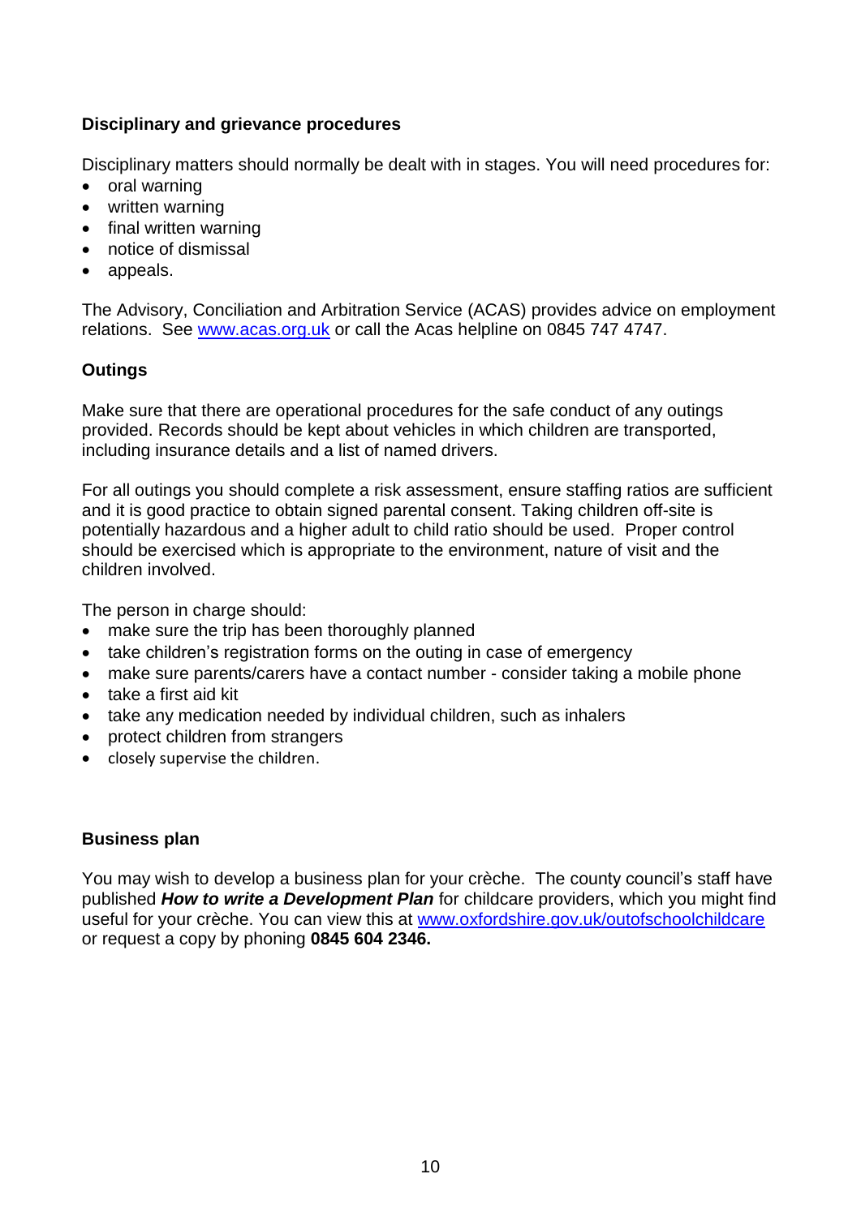### Disciplinary and grievance procedures

Disciplinary matters should normally be dealt with in stages. You will need procedures for:

- oral warning
- written warning
- final written warning
- notice of dismissal
- appeals.

The Advisory, Conciliation and Arbitration Service (ACAS) provides advice on employment relations. See [www.acas.org.uk](http://www.acas.org.uk) or call the Acas helpline on 0845 747 4747.

### Outings

Make sure that there are operational procedures for the safe conduct of any outings provided. Records should be kept about vehicles in which children are transported, including insurance details and a list of named drivers.

For all outings you should complete a risk assessment, ensure staffing ratios are sufficient and it is good practice to obtain signed parental consent. Taking children off-site is potentially hazardous and a higher adult to child ratio should be used. Proper control should be exercised which is appropriate to the environment, nature of visit and the children involved.

The person in charge should:

- make sure the trip has been thoroughly planned
- take children's registration forms on the outing in case of emergency
- make sure parents/carers have a contact number - consider taking a mobile phone
- take a first aid kit
- take any medication needed by individual children, such as inhalers
- protect children from strangers
- closely supervise the children.

### Business plan

You may wish to develop a business plan for your crèche. The county council's staff have published ***How to write a Development Plan*** for childcare providers, which you might find useful for your crèche. You can view this at [www.oxfordshire.gov.uk/outofschoolchildcare](http://www.oxfordshire.gov.uk/outofschoolchildcare) or request a copy by phoning **0845 604 2346.**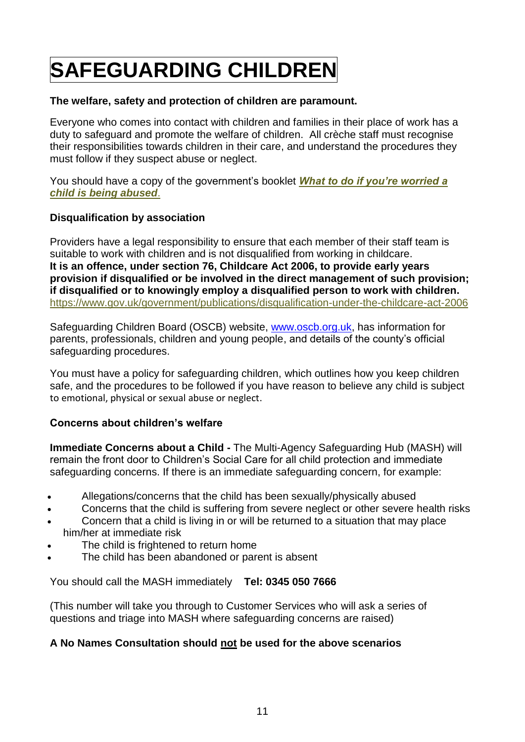# SAFEGUARDING CHILDREN

**The welfare, safety and protection of children are paramount.**

Everyone who comes into contact with children and families in their place of work has a duty to safeguard and promote the welfare of children. All crèche staff must recognise their responsibilities towards children in their care, and understand the procedures they must follow if they suspect abuse or neglect.

You should have a copy of the government's booklet ***What to do if you're worried a child is being abused***.

### Disqualification by association

Providers have a legal responsibility to ensure that each member of their staff team is suitable to work with children and is not disqualified from working in childcare. **It is an offence, under section 76, Childcare Act 2006, to provide early years provision if disqualified or be involved in the direct management of such provision; if disqualified or to knowingly employ a disqualified person to work with children.** https://www.gov.uk/government/publications/disqualification-under-the-childcare-act-2006

Safeguarding Children Board (OSCB) website, www.oscb.org.uk, has information for parents, professionals, children and young people, and details of the county's official safeguarding procedures.

You must have a policy for safeguarding children, which outlines how you keep children safe, and the procedures to be followed if you have reason to believe any child is subject to emotional, physical or sexual abuse or neglect.

### Concerns about children's welfare

**Immediate Concerns about a Child -** The Multi-Agency Safeguarding Hub (MASH) will remain the front door to Children's Social Care for all child protection and immediate safeguarding concerns. If there is an immediate safeguarding concern, for example:

- Allegations/concerns that the child has been sexually/physically abused
- Concerns that the child is suffering from severe neglect or other severe health risks
- Concern that a child is living in or will be returned to a situation that may place him/her at immediate risk
- The child is frightened to return home
- The child has been abandoned or parent is absent

You should call the MASH immediately **Tel: 0345 050 7666**

(This number will take you through to Customer Services who will ask a series of questions and triage into MASH where safeguarding concerns are raised)

**A No Names Consultation should not be used for the above scenarios**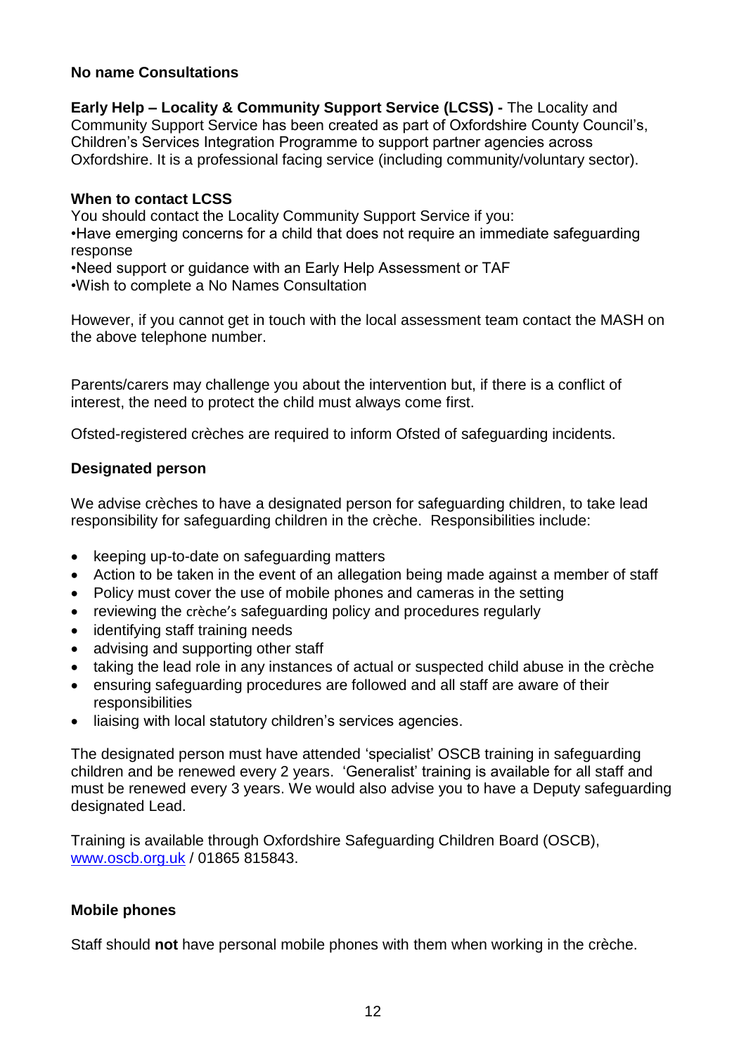**No name Consultations**

**Early Help – Locality & Community Support Service (LCSS) -** The Locality and Community Support Service has been created as part of Oxfordshire County Council's, Children's Services Integration Programme to support partner agencies across Oxfordshire. It is a professional facing service (including community/voluntary sector).

**When to contact LCSS**

You should contact the Locality Community Support Service if you:
•Have emerging concerns for a child that does not require an immediate safeguarding response
•Need support or guidance with an Early Help Assessment or TAF
•Wish to complete a No Names Consultation

However, if you cannot get in touch with the local assessment team contact the MASH on the above telephone number.

Parents/carers may challenge you about the intervention but, if there is a conflict of interest, the need to protect the child must always come first.

Ofsted-registered crèches are required to inform Ofsted of safeguarding incidents.

**Designated person**

We advise crèches to have a designated person for safeguarding children, to take lead responsibility for safeguarding children in the crèche. Responsibilities include:

- keeping up-to-date on safeguarding matters
- Action to be taken in the event of an allegation being made against a member of staff
- Policy must cover the use of mobile phones and cameras in the setting
- reviewing the crèche's safeguarding policy and procedures regularly
- identifying staff training needs
- advising and supporting other staff
- taking the lead role in any instances of actual or suspected child abuse in the crèche
- ensuring safeguarding procedures are followed and all staff are aware of their responsibilities
- liaising with local statutory children's services agencies.

The designated person must have attended 'specialist' OSCB training in safeguarding children and be renewed every 2 years. 'Generalist' training is available for all staff and must be renewed every 3 years. We would also advise you to have a Deputy safeguarding designated Lead.

Training is available through Oxfordshire Safeguarding Children Board (OSCB), www.oscb.org.uk / 01865 815843.

**Mobile phones**

Staff should **not** have personal mobile phones with them when working in the crèche.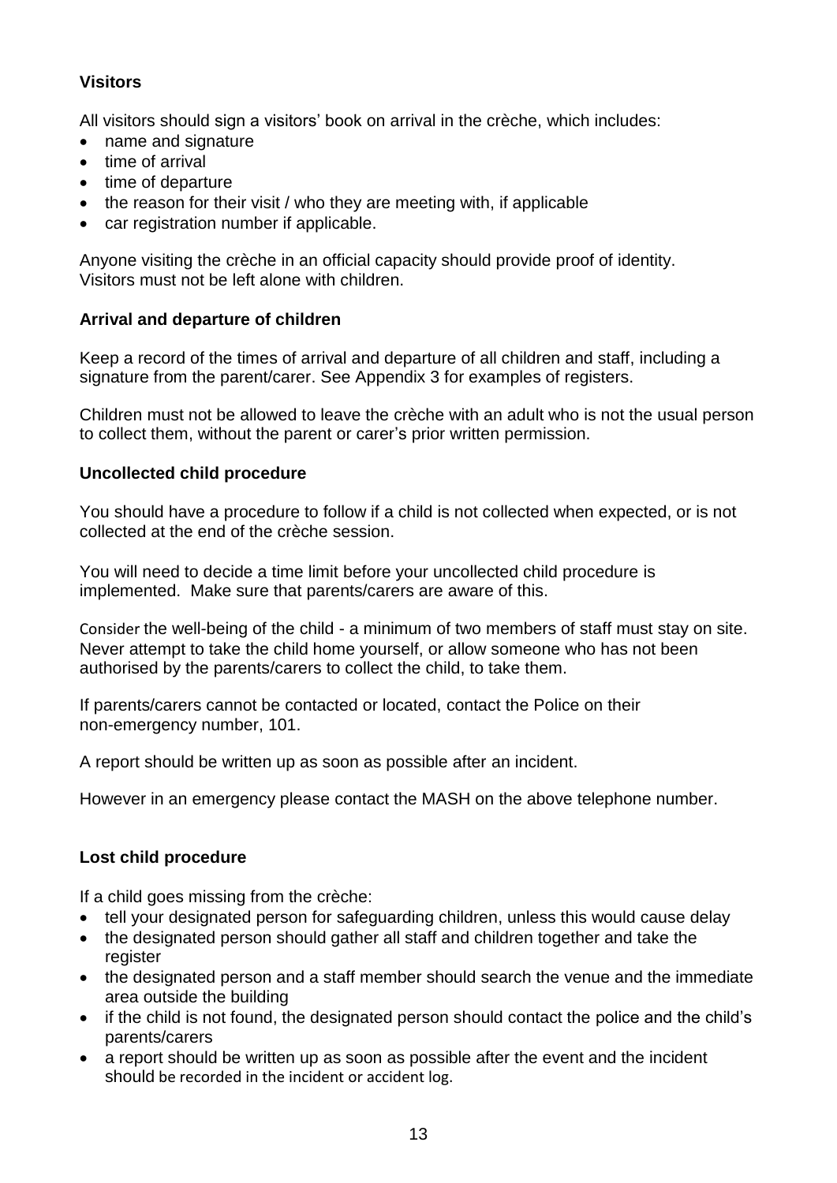**Visitors**

All visitors should sign a visitors' book on arrival in the crèche, which includes:

- name and signature
- time of arrival
- time of departure
- the reason for their visit / who they are meeting with, if applicable
- car registration number if applicable.

Anyone visiting the crèche in an official capacity should provide proof of identity.
Visitors must not be left alone with children.

**Arrival and departure of children**

Keep a record of the times of arrival and departure of all children and staff, including a signature from the parent/carer. See Appendix 3 for examples of registers.

Children must not be allowed to leave the crèche with an adult who is not the usual person to collect them, without the parent or carer's prior written permission.

**Uncollected child procedure**

You should have a procedure to follow if a child is not collected when expected, or is not collected at the end of the crèche session.

You will need to decide a time limit before your uncollected child procedure is implemented. Make sure that parents/carers are aware of this.

Consider the well-being of the child - a minimum of two members of staff must stay on site. Never attempt to take the child home yourself, or allow someone who has not been authorised by the parents/carers to collect the child, to take them.

If parents/carers cannot be contacted or located, contact the Police on their non-emergency number, 101.

A report should be written up as soon as possible after an incident.

However in an emergency please contact the MASH on the above telephone number.

**Lost child procedure**

If a child goes missing from the crèche:

- tell your designated person for safeguarding children, unless this would cause delay
- the designated person should gather all staff and children together and take the register
- the designated person and a staff member should search the venue and the immediate area outside the building
- if the child is not found, the designated person should contact the police and the child's parents/carers
- a report should be written up as soon as possible after the event and the incident should be recorded in the incident or accident log.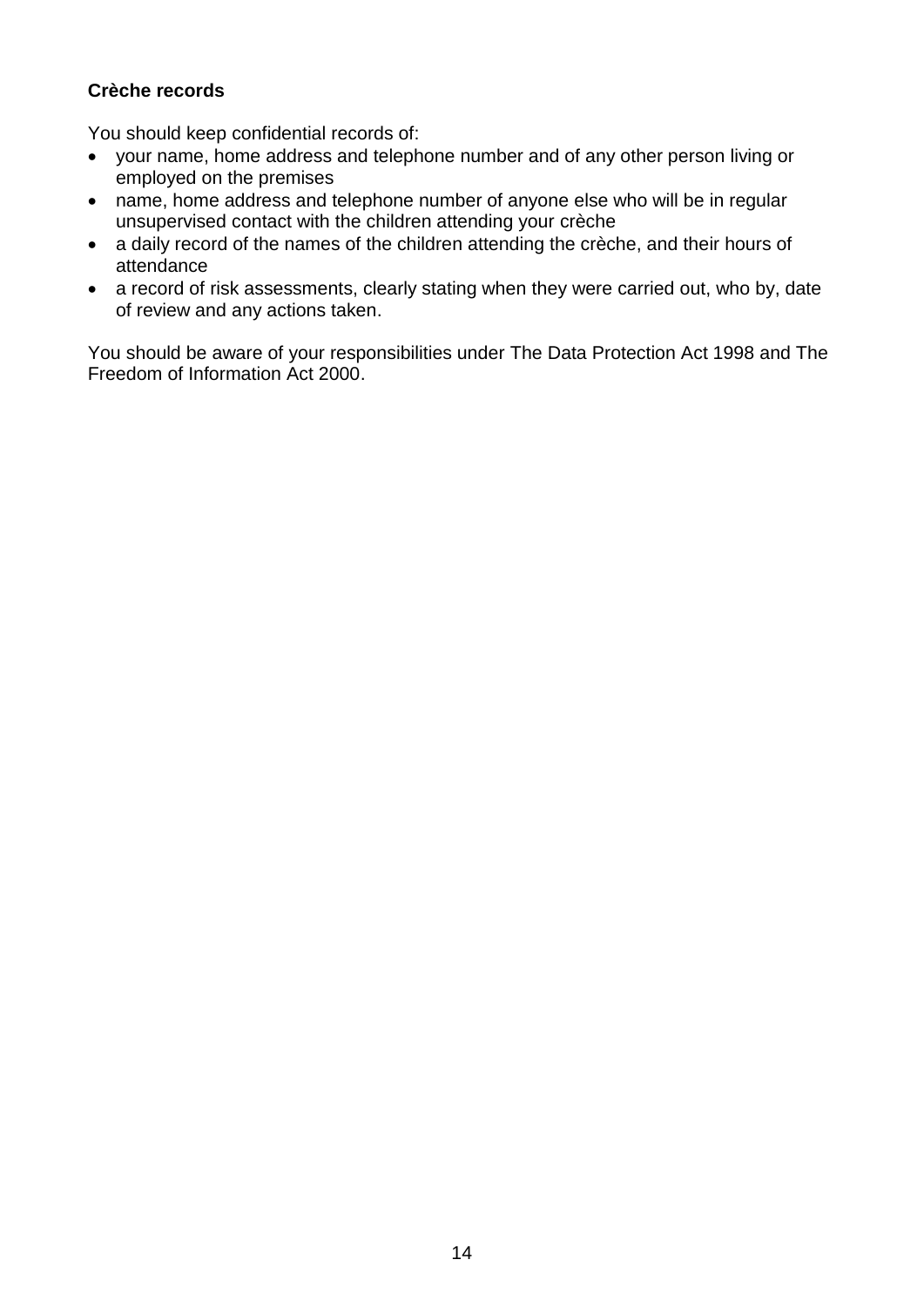**Crèche records**

You should keep confidential records of:

- your name, home address and telephone number and of any other person living or employed on the premises
- name, home address and telephone number of anyone else who will be in regular unsupervised contact with the children attending your crèche
- a daily record of the names of the children attending the crèche, and their hours of attendance
- a record of risk assessments, clearly stating when they were carried out, who by, date of review and any actions taken.

You should be aware of your responsibilities under The Data Protection Act 1998 and The Freedom of Information Act 2000.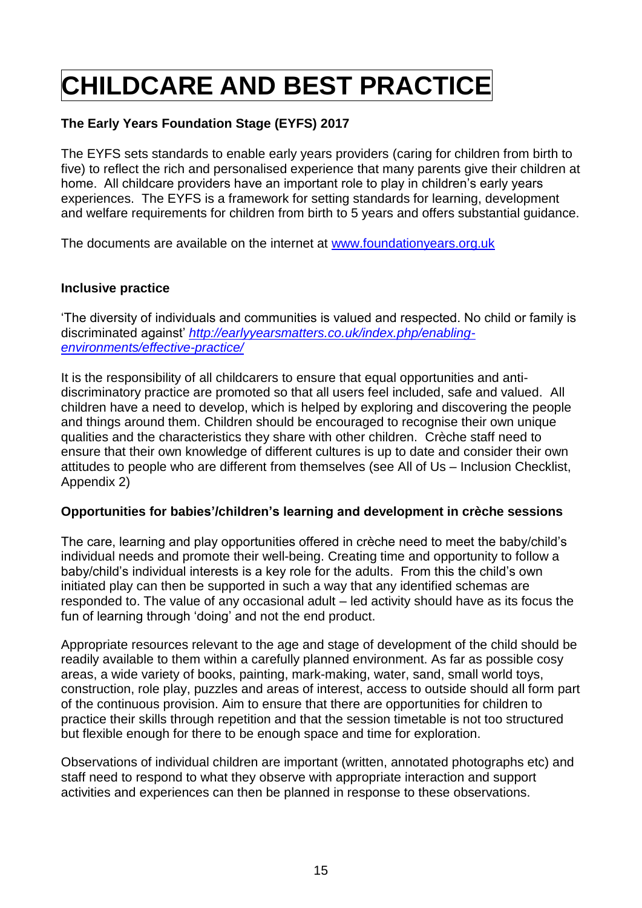# CHILDCARE AND BEST PRACTICE

**The Early Years Foundation Stage (EYFS) 2017**

The EYFS sets standards to enable early years providers (caring for children from birth to five) to reflect the rich and personalised experience that many parents give their children at home. All childcare providers have an important role to play in children's early years experiences. The EYFS is a framework for setting standards for learning, development and welfare requirements for children from birth to 5 years and offers substantial guidance.

The documents are available on the internet at [www.foundationyears.org.uk](www.foundationyears.org.uk)

**Inclusive practice**

'The diversity of individuals and communities is valued and respected. No child or family is discriminated against' *[http://earlyyearsmatters.co.uk/index.php/enabling-environments/effective-practice/](http://earlyyearsmatters.co.uk/index.php/enabling-environments/effective-practice/)*

It is the responsibility of all childcarers to ensure that equal opportunities and anti-discriminatory practice are promoted so that all users feel included, safe and valued. All children have a need to develop, which is helped by exploring and discovering the people and things around them. Children should be encouraged to recognise their own unique qualities and the characteristics they share with other children. Crèche staff need to ensure that their own knowledge of different cultures is up to date and consider their own attitudes to people who are different from themselves (see All of Us – Inclusion Checklist, Appendix 2)

**Opportunities for babies'/children's learning and development in crèche sessions**

The care, learning and play opportunities offered in crèche need to meet the baby/child's individual needs and promote their well-being. Creating time and opportunity to follow a baby/child's individual interests is a key role for the adults. From this the child's own initiated play can then be supported in such a way that any identified schemas are responded to. The value of any occasional adult – led activity should have as its focus the fun of learning through 'doing' and not the end product.

Appropriate resources relevant to the age and stage of development of the child should be readily available to them within a carefully planned environment. As far as possible cosy areas, a wide variety of books, painting, mark-making, water, sand, small world toys, construction, role play, puzzles and areas of interest, access to outside should all form part of the continuous provision. Aim to ensure that there are opportunities for children to practice their skills through repetition and that the session timetable is not too structured but flexible enough for there to be enough space and time for exploration.

Observations of individual children are important (written, annotated photographs etc) and staff need to respond to what they observe with appropriate interaction and support activities and experiences can then be planned in response to these observations.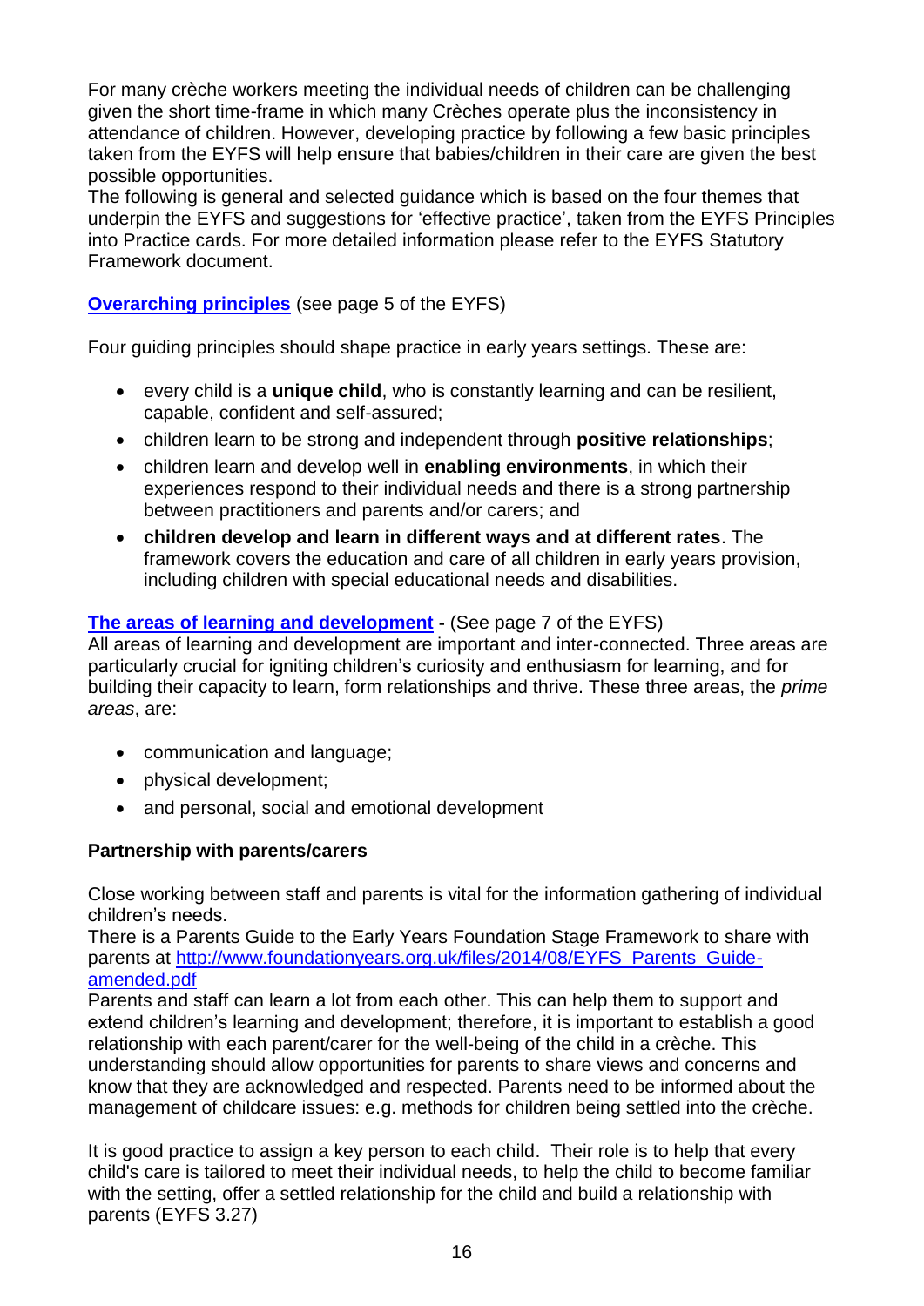For many crèche workers meeting the individual needs of children can be challenging given the short time-frame in which many Crèches operate plus the inconsistency in attendance of children. However, developing practice by following a few basic principles taken from the EYFS will help ensure that babies/children in their care are given the best possible opportunities.
The following is general and selected guidance which is based on the four themes that underpin the EYFS and suggestions for 'effective practice', taken from the EYFS Principles into Practice cards. For more detailed information please refer to the EYFS Statutory Framework document.

**Overarching principles** (see page 5 of the EYFS)

Four guiding principles should shape practice in early years settings. These are:

- every child is a **unique child**, who is constantly learning and can be resilient, capable, confident and self-assured;
- children learn to be strong and independent through **positive relationships**;
- children learn and develop well in **enabling environments**, in which their experiences respond to their individual needs and there is a strong partnership between practitioners and parents and/or carers; and
- **children develop and learn in different ways and at different rates**. The framework covers the education and care of all children in early years provision, including children with special educational needs and disabilities.

**The areas of learning and development -** (See page 7 of the EYFS)
All areas of learning and development are important and inter-connected. Three areas are particularly crucial for igniting children's curiosity and enthusiasm for learning, and for building their capacity to learn, form relationships and thrive. These three areas, the *prime areas*, are:

- communication and language;
- physical development;
- and personal, social and emotional development

**Partnership with parents/carers**

Close working between staff and parents is vital for the information gathering of individual children's needs.
There is a Parents Guide to the Early Years Foundation Stage Framework to share with parents at http://www.foundationyears.org.uk/files/2014/08/EYFS_Parents_Guide-amended.pdf
Parents and staff can learn a lot from each other. This can help them to support and extend children's learning and development; therefore, it is important to establish a good relationship with each parent/carer for the well-being of the child in a crèche. This understanding should allow opportunities for parents to share views and concerns and know that they are acknowledged and respected. Parents need to be informed about the management of childcare issues: e.g. methods for children being settled into the crèche.

It is good practice to assign a key person to each child. Their role is to help that every child's care is tailored to meet their individual needs, to help the child to become familiar with the setting, offer a settled relationship for the child and build a relationship with parents (EYFS 3.27)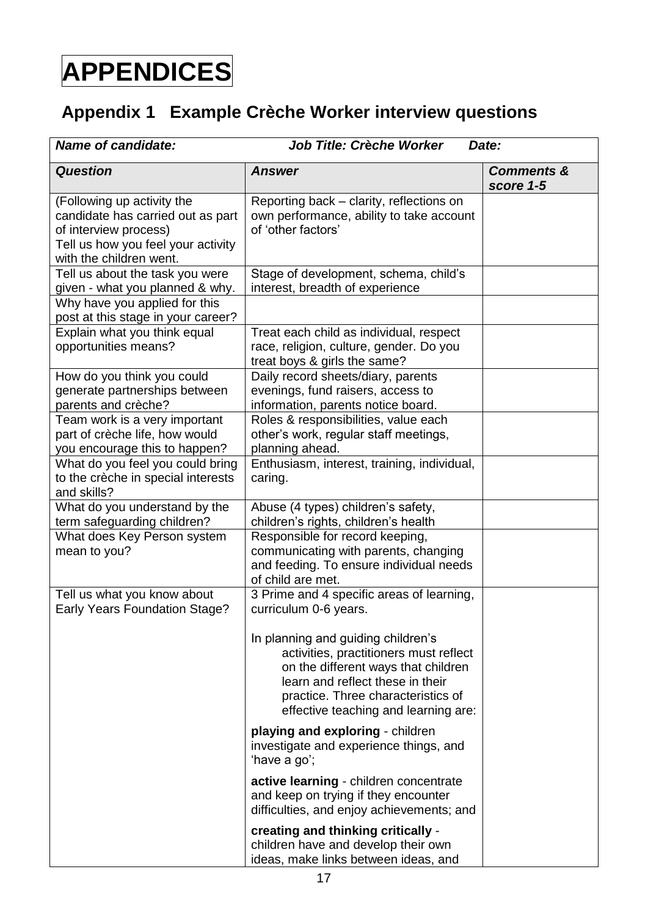# APPENDICES

## Appendix 1 Example Crèche Worker interview questions

| ***Name of candidate:*** | ***Job Title: Crèche Worker Date:*** | |
|---|---|---|
| ***Question*** | ***Answer*** | ***Comments & score 1-5*** |
| (Following up activity the candidate has carried out as part of interview process) Tell us how you feel your activity with the children went. | Reporting back – clarity, reflections on own performance, ability to take account of 'other factors' | |
| Tell us about the task you were given - what you planned & why. | Stage of development, schema, child's interest, breadth of experience | |
| Why have you applied for this post at this stage in your career? | | |
| Explain what you think equal opportunities means? | Treat each child as individual, respect race, religion, culture, gender. Do you treat boys & girls the same? | |
| How do you think you could generate partnerships between parents and crèche? | Daily record sheets/diary, parents evenings, fund raisers, access to information, parents notice board. | |
| Team work is a very important part of crèche life, how would you encourage this to happen? | Roles & responsibilities, value each other's work, regular staff meetings, planning ahead. | |
| What do you feel you could bring to the crèche in special interests and skills? | Enthusiasm, interest, training, individual, caring. | |
| What do you understand by the term safeguarding children? | Abuse (4 types) children's safety, children's rights, children's health | |
| What does Key Person system mean to you? | Responsible for record keeping, communicating with parents, changing and feeding. To ensure individual needs of child are met. | |
| Tell us what you know about Early Years Foundation Stage? | 3 Prime and 4 specific areas of learning, curriculum 0-6 years.<br><br>In planning and guiding children's activities, practitioners must reflect on the different ways that children learn and reflect these in their practice. Three characteristics of effective teaching and learning are:<br><br>**playing and exploring** - children investigate and experience things, and 'have a go';<br><br>**active learning** - children concentrate and keep on trying if they encounter difficulties, and enjoy achievements; and<br><br>**creating and thinking critically** - children have and develop their own ideas, make links between ideas, and | |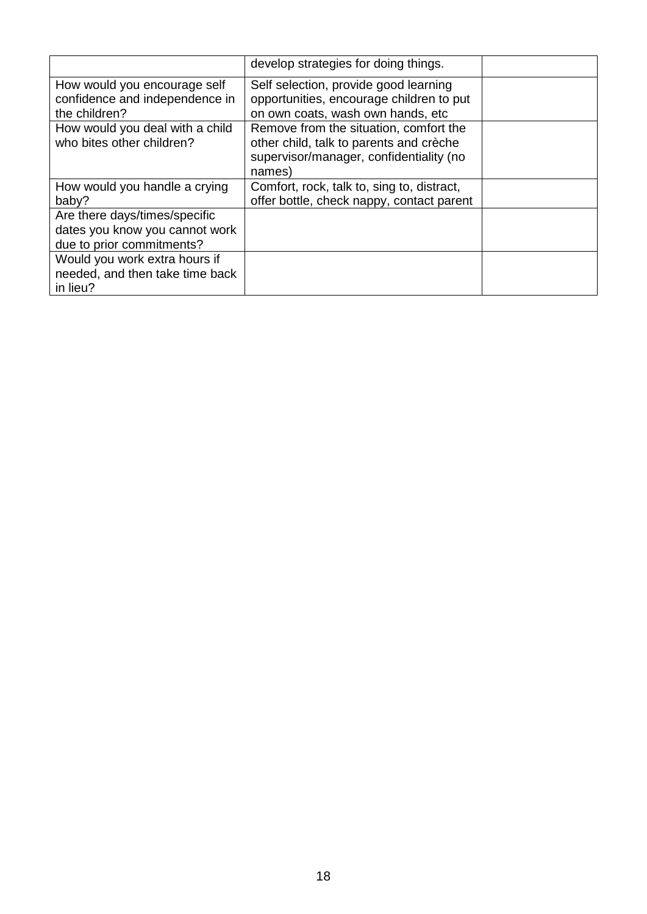| | | |
|---|---|---|
| | develop strategies for doing things. | |
| How would you encourage self confidence and independence in the children? | Self selection, provide good learning opportunities, encourage children to put on own coats, wash own hands, etc | |
| How would you deal with a child who bites other children? | Remove from the situation, comfort the other child, talk to parents and crèche supervisor/manager, confidentiality (no names) | |
| How would you handle a crying baby? | Comfort, rock, talk to, sing to, distract, offer bottle, check nappy, contact parent | |
| Are there days/times/specific dates you know you cannot work due to prior commitments? | | |
| Would you work extra hours if needed, and then take time back in lieu? | | |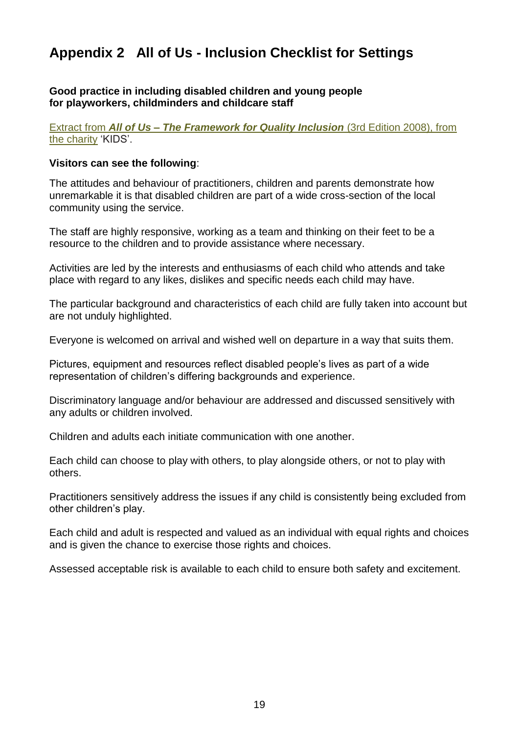# Appendix 2 All of Us - Inclusion Checklist for Settings

**Good practice in including disabled children and young people for playworkers, childminders and childcare staff**

Extract from ***All of Us – The Framework for Quality Inclusion*** (3rd Edition 2008), from the charity 'KIDS'.

**Visitors can see the following**:

The attitudes and behaviour of practitioners, children and parents demonstrate how unremarkable it is that disabled children are part of a wide cross-section of the local community using the service.

The staff are highly responsive, working as a team and thinking on their feet to be a resource to the children and to provide assistance where necessary.

Activities are led by the interests and enthusiasms of each child who attends and take place with regard to any likes, dislikes and specific needs each child may have.

The particular background and characteristics of each child are fully taken into account but are not unduly highlighted.

Everyone is welcomed on arrival and wished well on departure in a way that suits them.

Pictures, equipment and resources reflect disabled people's lives as part of a wide representation of children's differing backgrounds and experience.

Discriminatory language and/or behaviour are addressed and discussed sensitively with any adults or children involved.

Children and adults each initiate communication with one another.

Each child can choose to play with others, to play alongside others, or not to play with others.

Practitioners sensitively address the issues if any child is consistently being excluded from other children's play.

Each child and adult is respected and valued as an individual with equal rights and choices and is given the chance to exercise those rights and choices.

Assessed acceptable risk is available to each child to ensure both safety and excitement.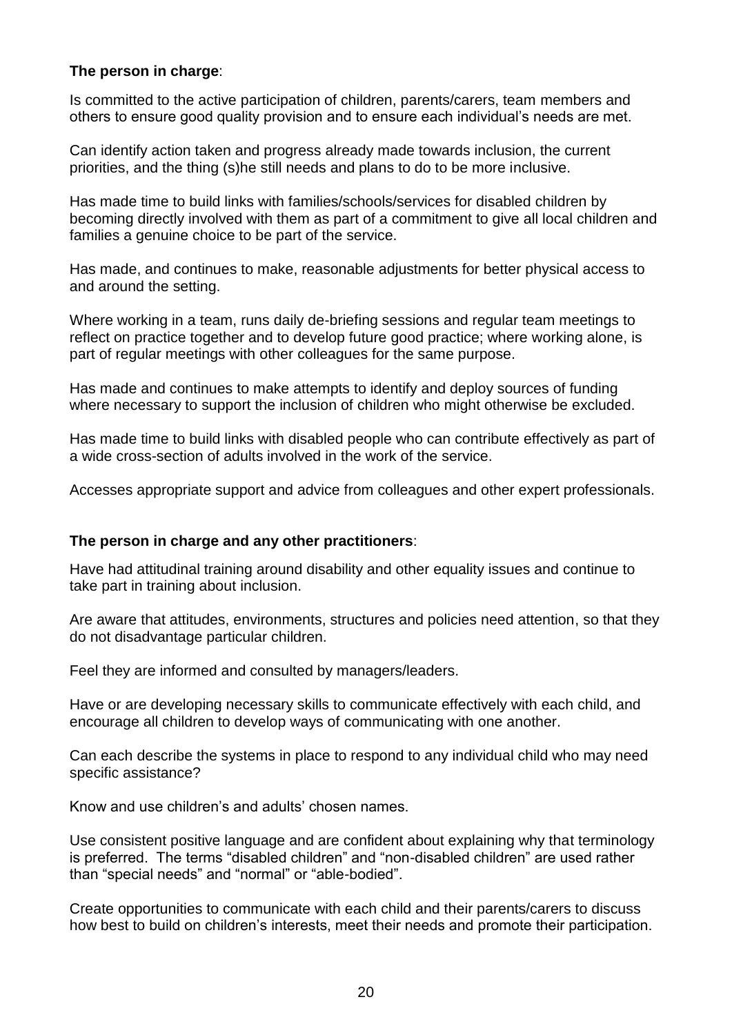**The person in charge**:

Is committed to the active participation of children, parents/carers, team members and others to ensure good quality provision and to ensure each individual's needs are met.

Can identify action taken and progress already made towards inclusion, the current priorities, and the thing (s)he still needs and plans to do to be more inclusive.

Has made time to build links with families/schools/services for disabled children by becoming directly involved with them as part of a commitment to give all local children and families a genuine choice to be part of the service.

Has made, and continues to make, reasonable adjustments for better physical access to and around the setting.

Where working in a team, runs daily de-briefing sessions and regular team meetings to reflect on practice together and to develop future good practice; where working alone, is part of regular meetings with other colleagues for the same purpose.

Has made and continues to make attempts to identify and deploy sources of funding where necessary to support the inclusion of children who might otherwise be excluded.

Has made time to build links with disabled people who can contribute effectively as part of a wide cross-section of adults involved in the work of the service.

Accesses appropriate support and advice from colleagues and other expert professionals.

**The person in charge and any other practitioners**:

Have had attitudinal training around disability and other equality issues and continue to take part in training about inclusion.

Are aware that attitudes, environments, structures and policies need attention, so that they do not disadvantage particular children.

Feel they are informed and consulted by managers/leaders.

Have or are developing necessary skills to communicate effectively with each child, and encourage all children to develop ways of communicating with one another.

Can each describe the systems in place to respond to any individual child who may need specific assistance?

Know and use children's and adults' chosen names.

Use consistent positive language and are confident about explaining why that terminology is preferred. The terms "disabled children" and "non-disabled children" are used rather than "special needs" and "normal" or "able-bodied".

Create opportunities to communicate with each child and their parents/carers to discuss how best to build on children's interests, meet their needs and promote their participation.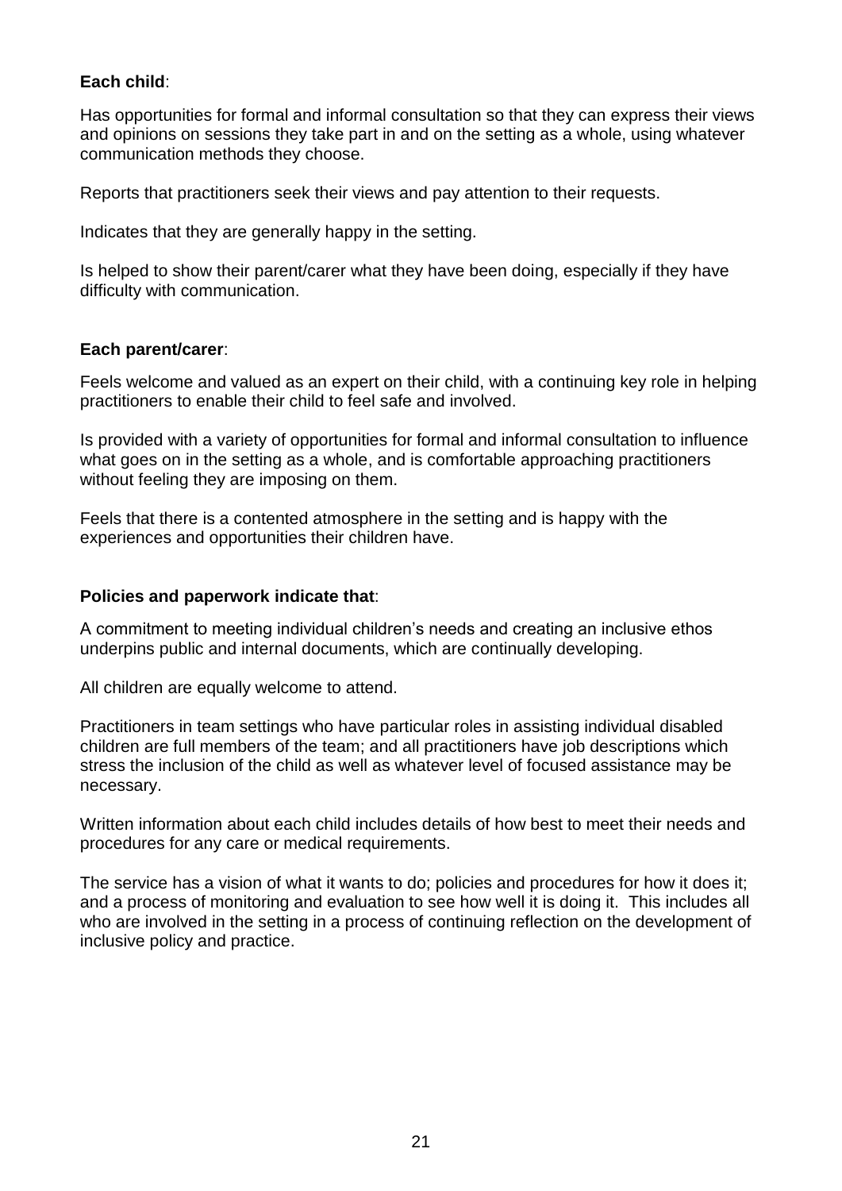**Each child**:

Has opportunities for formal and informal consultation so that they can express their views and opinions on sessions they take part in and on the setting as a whole, using whatever communication methods they choose.

Reports that practitioners seek their views and pay attention to their requests.

Indicates that they are generally happy in the setting.

Is helped to show their parent/carer what they have been doing, especially if they have difficulty with communication.

**Each parent/carer**:

Feels welcome and valued as an expert on their child, with a continuing key role in helping practitioners to enable their child to feel safe and involved.

Is provided with a variety of opportunities for formal and informal consultation to influence what goes on in the setting as a whole, and is comfortable approaching practitioners without feeling they are imposing on them.

Feels that there is a contented atmosphere in the setting and is happy with the experiences and opportunities their children have.

**Policies and paperwork indicate that**:

A commitment to meeting individual children's needs and creating an inclusive ethos underpins public and internal documents, which are continually developing.

All children are equally welcome to attend.

Practitioners in team settings who have particular roles in assisting individual disabled children are full members of the team; and all practitioners have job descriptions which stress the inclusion of the child as well as whatever level of focused assistance may be necessary.

Written information about each child includes details of how best to meet their needs and procedures for any care or medical requirements.

The service has a vision of what it wants to do; policies and procedures for how it does it; and a process of monitoring and evaluation to see how well it is doing it. This includes all who are involved in the setting in a process of continuing reflection on the development of inclusive policy and practice.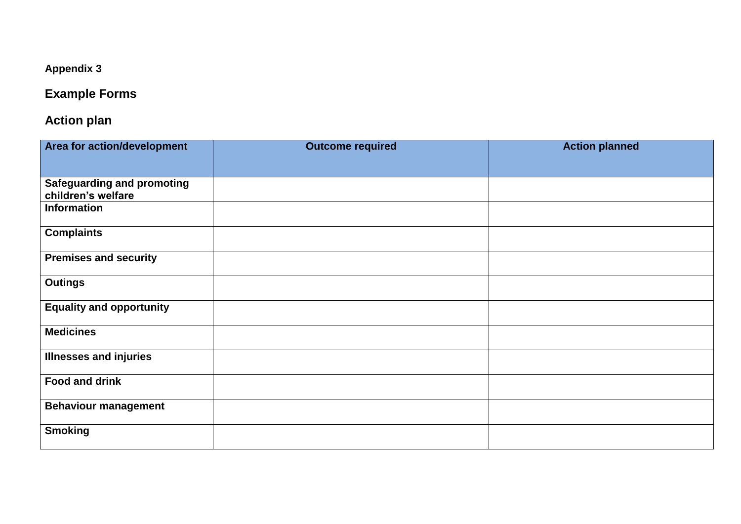**Appendix 3**

## Example Forms

## Action plan

| Area for action/development | Outcome required | Action planned |
|---|---|---|
| **Safeguarding and promoting children's welfare** | | |
| **Information** | | |
| **Complaints** | | |
| **Premises and security** | | |
| **Outings** | | |
| **Equality and opportunity** | | |
| **Medicines** | | |
| **Illnesses and injuries** | | |
| **Food and drink** | | |
| **Behaviour management** | | |
| **Smoking** | | |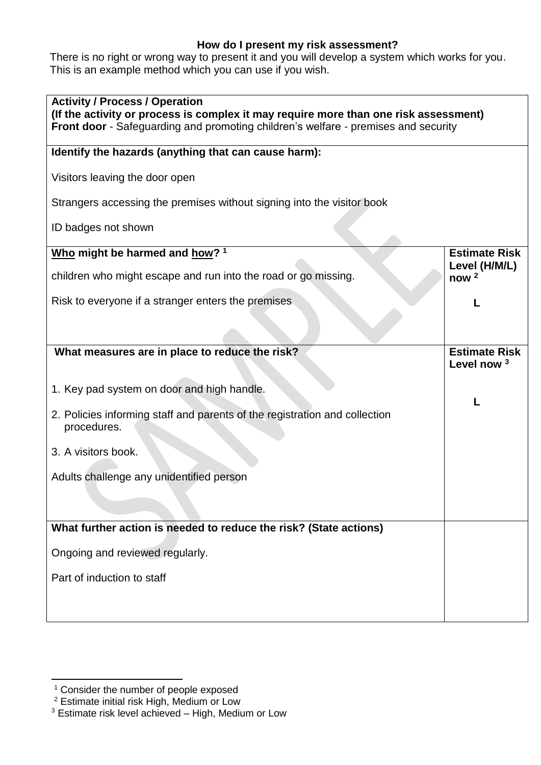**How do I present my risk assessment?**

There is no right or wrong way to present it and you will develop a system which works for you. This is an example method which you can use if you wish.

| **Activity / Process / Operation**<br>**(If the activity or process is complex it may require more than one risk assessment)**<br>**Front door** - Safeguarding and promoting children's welfare - premises and security | |
|---|---|
| **Identify the hazards (anything that can cause harm):**<br><br>Visitors leaving the door open<br><br>Strangers accessing the premises without signing into the visitor book<br><br>ID badges not shown | |
| **Who might be harmed and how?** [1]<br><br>children who might escape and run into the road or go missing.<br><br>Risk to everyone if a stranger enters the premises | **Estimate Risk Level (H/M/L) now** [2]<br><br>**L** |
| **What measures are in place to reduce the risk?**<br><br>1. Key pad system on door and high handle.<br>2. Policies informing staff and parents of the registration and collection procedures.<br>3. A visitors book.<br><br>Adults challenge any unidentified person | **Estimate Risk Level now** [3]<br><br>**L** |
| **What further action is needed to reduce the risk? (State actions)**<br><br>Ongoing and reviewed regularly.<br><br>Part of induction to staff | |

[1] Consider the number of people exposed

[2] Estimate initial risk High, Medium or Low

[3] Estimate risk level achieved – High, Medium or Low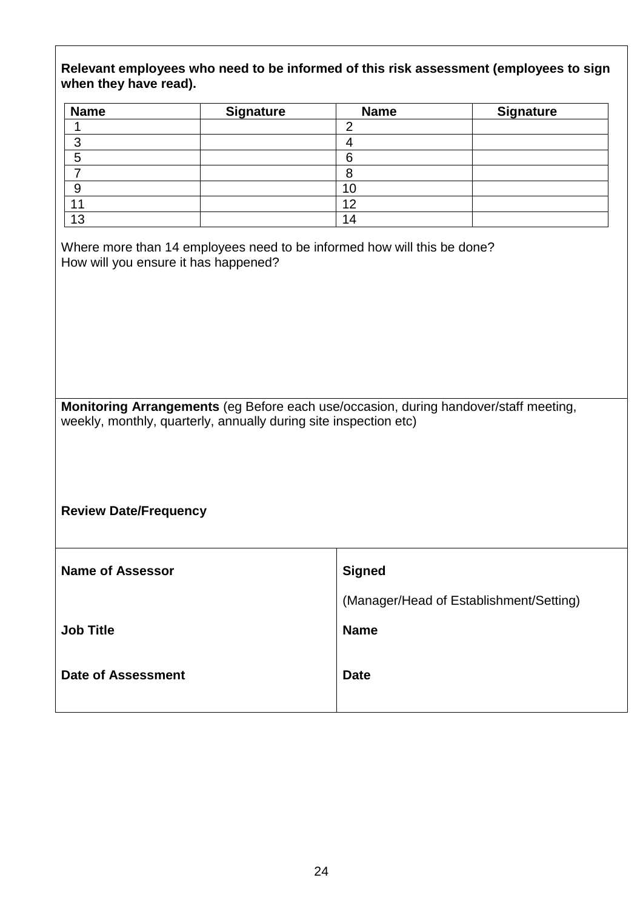**Relevant employees who need to be informed of this risk assessment (employees to sign when they have read).**

| Name | Signature | Name | Signature |
|---|---|---|---|
| 1 | | 2 | |
| 3 | | 4 | |
| 5 | | 6 | |
| 7 | | 8 | |
| 9 | | 10 | |
| 11 | | 12 | |
| 13 | | 14 | |

Where more than 14 employees need to be informed how will this be done?
How will you ensure it has happened?

**Monitoring Arrangements** (eg Before each use/occasion, during handover/staff meeting, weekly, monthly, quarterly, annually during site inspection etc)

**Review Date/Frequency**

| | |
|---|---|
| **Name of Assessor** | **Signed**<br>(Manager/Head of Establishment/Setting) |
| **Job Title** | **Name** |
| **Date of Assessment** | **Date** |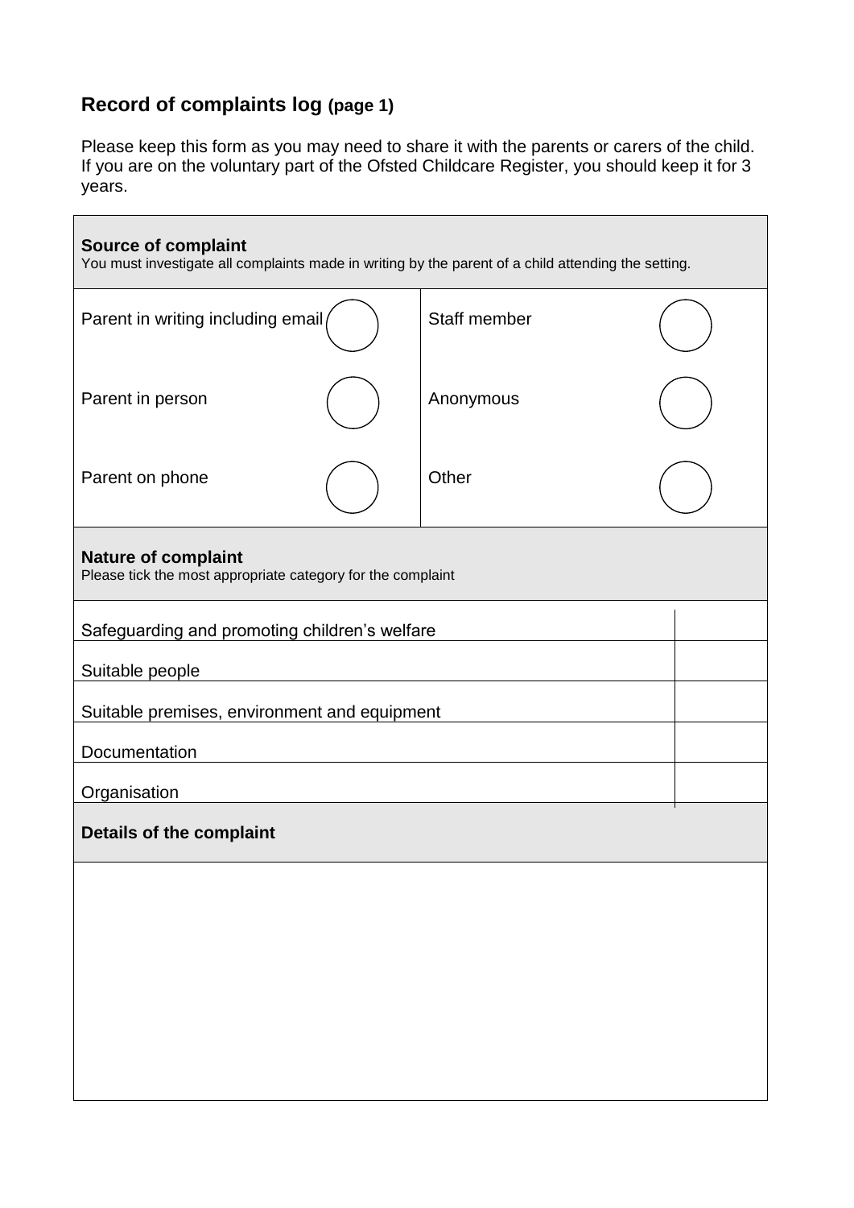## Record of complaints log (page 1)

Please keep this form as you may need to share it with the parents or carers of the child. If you are on the voluntary part of the Ofsted Childcare Register, you should keep it for 3 years.

**Source of complaint**
You must investigate all complaints made in writing by the parent of a child attending the setting.

| | | | |
|---|---|---|---|
| Parent in writing including email | ◯ | Staff member | ◯ |
| Parent in person | ◯ | Anonymous | ◯ |
| Parent on phone | ◯ | Other | ◯ |

**Nature of complaint**
Please tick the most appropriate category for the complaint

| | |
|---|---|
| Safeguarding and promoting children's welfare | |
| Suitable people | |
| Suitable premises, environment and equipment | |
| Documentation | |
| Organisation | |

**Details of the complaint**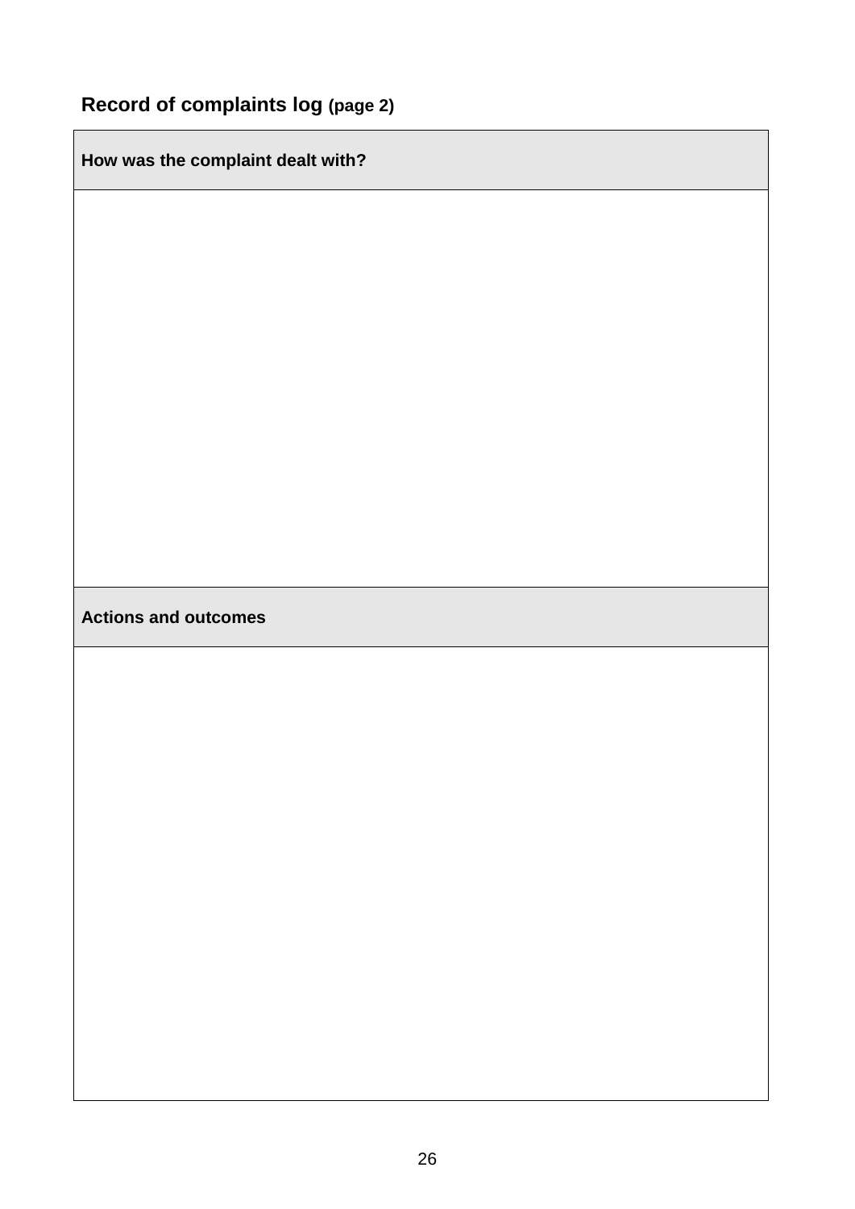## Record of complaints log (page 2)

| How was the complaint dealt with? |
| --- |
| |
| **Actions and outcomes** |
| |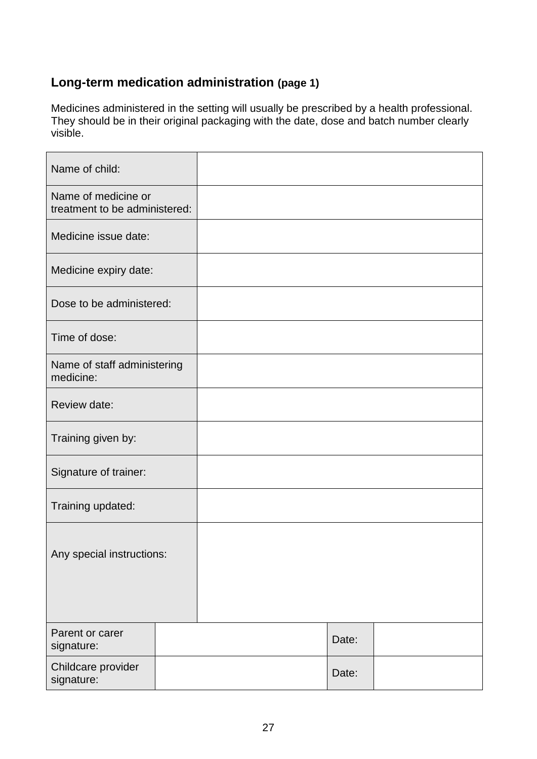## Long-term medication administration (page 1)

Medicines administered in the setting will usually be prescribed by a health professional. They should be in their original packaging with the date, dose and batch number clearly visible.

| | | | |
|---|---|---|---|
| Name of child: | | | |
| Name of medicine or treatment to be administered: | | | |
| Medicine issue date: | | | |
| Medicine expiry date: | | | |
| Dose to be administered: | | | |
| Time of dose: | | | |
| Name of staff administering medicine: | | | |
| Review date: | | | |
| Training given by: | | | |
| Signature of trainer: | | | |
| Training updated: | | | |
| Any special instructions: | | | |
| Parent or carer signature: | | Date: | |
| Childcare provider signature: | | Date: | |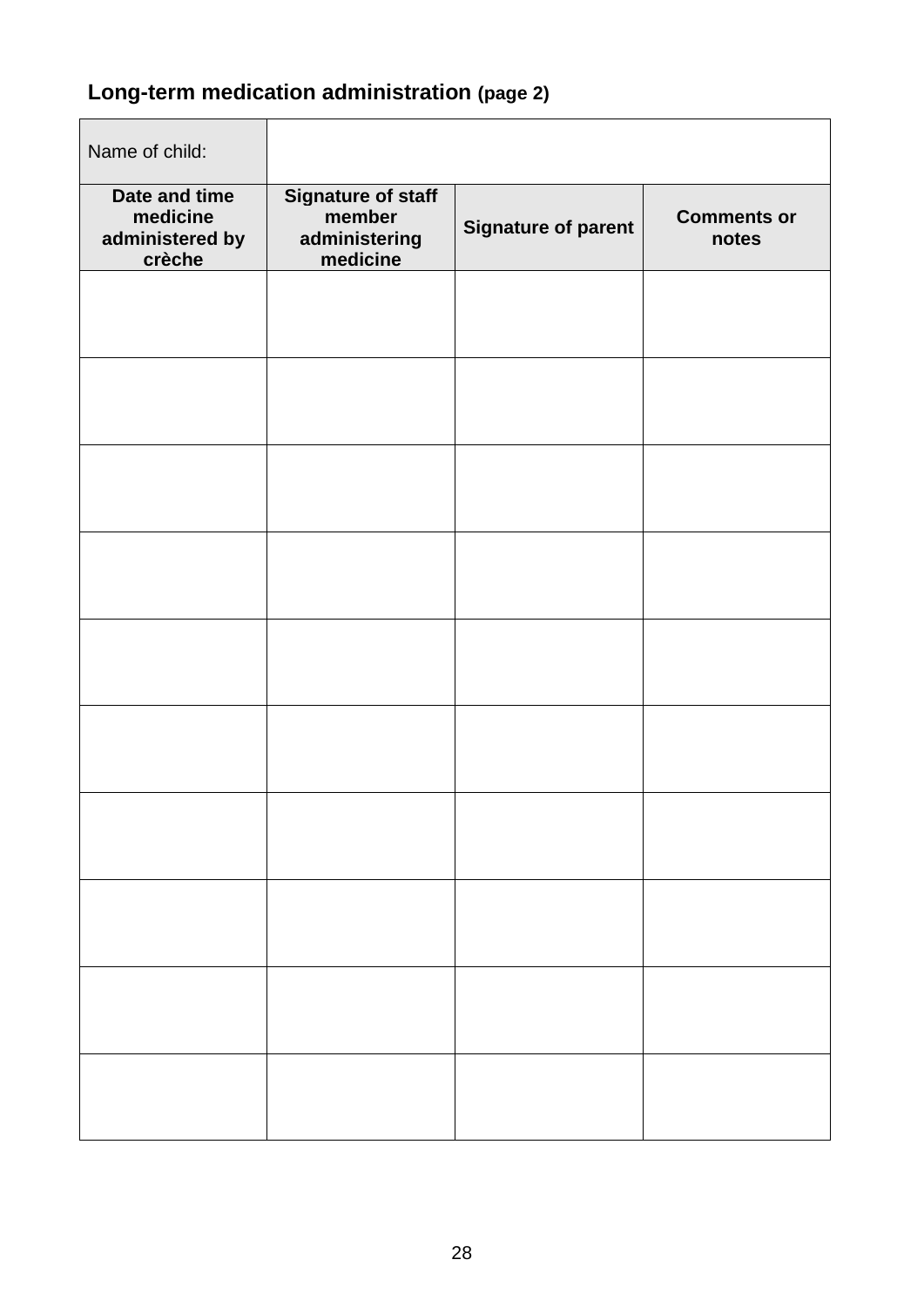## Long-term medication administration (page 2)

| Name of child: | | | |
|---|---|---|---|
| **Date and time medicine administered by crèche** | **Signature of staff member administering medicine** | **Signature of parent** | **Comments or notes** |
| | | | |
| | | | |
| | | | |
| | | | |
| | | | |
| | | | |
| | | | |
| | | | |
| | | | |
| | | | |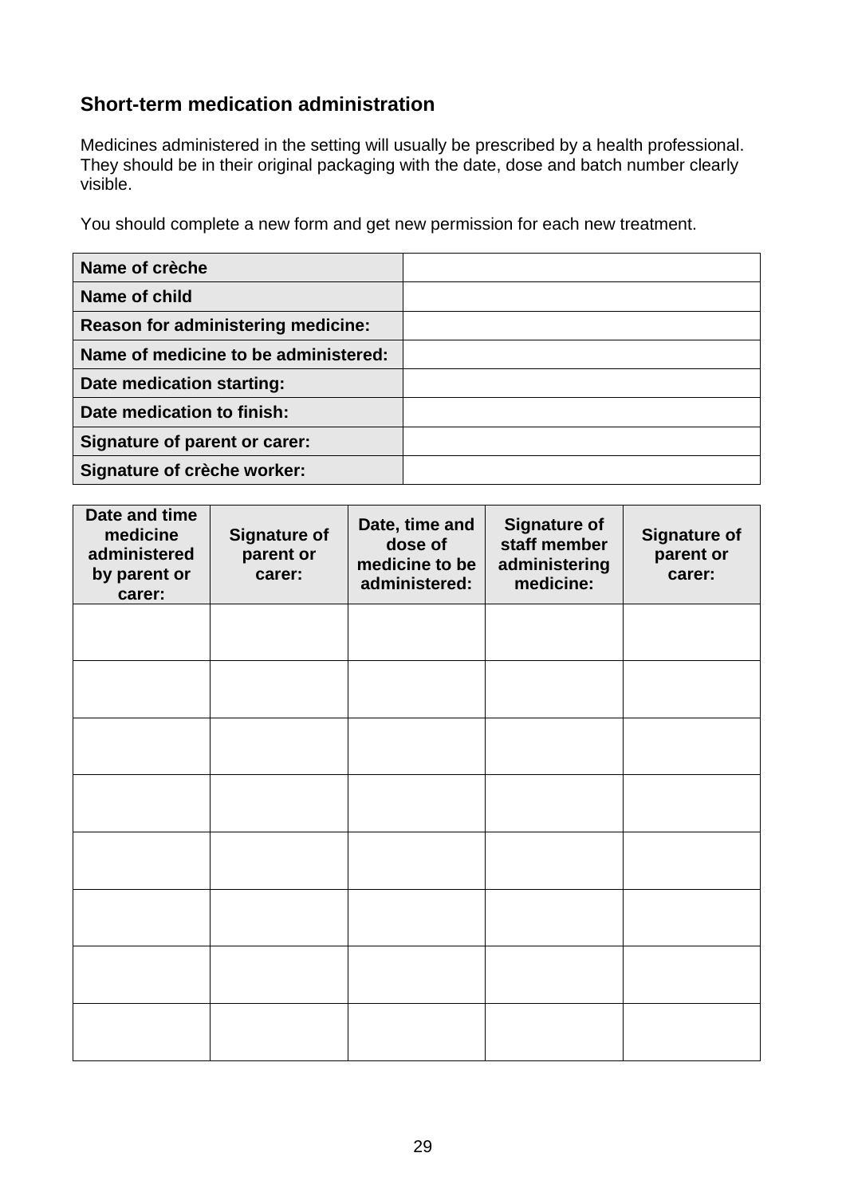## Short-term medication administration

Medicines administered in the setting will usually be prescribed by a health professional. They should be in their original packaging with the date, dose and batch number clearly visible.

You should complete a new form and get new permission for each new treatment.

| | |
|---|---|
| **Name of crèche** | |
| **Name of child** | |
| **Reason for administering medicine:** | |
| **Name of medicine to be administered:** | |
| **Date medication starting:** | |
| **Date medication to finish:** | |
| **Signature of parent or carer:** | |
| **Signature of crèche worker:** | |

| Date and time medicine administered by parent or carer: | Signature of parent or carer: | Date, time and dose of medicine to be administered: | Signature of staff member administering medicine: | Signature of parent or carer: |
|---|---|---|---|---|
| | | | | |
| | | | | |
| | | | | |
| | | | | |
| | | | | |
| | | | | |
| | | | | |
| | | | | |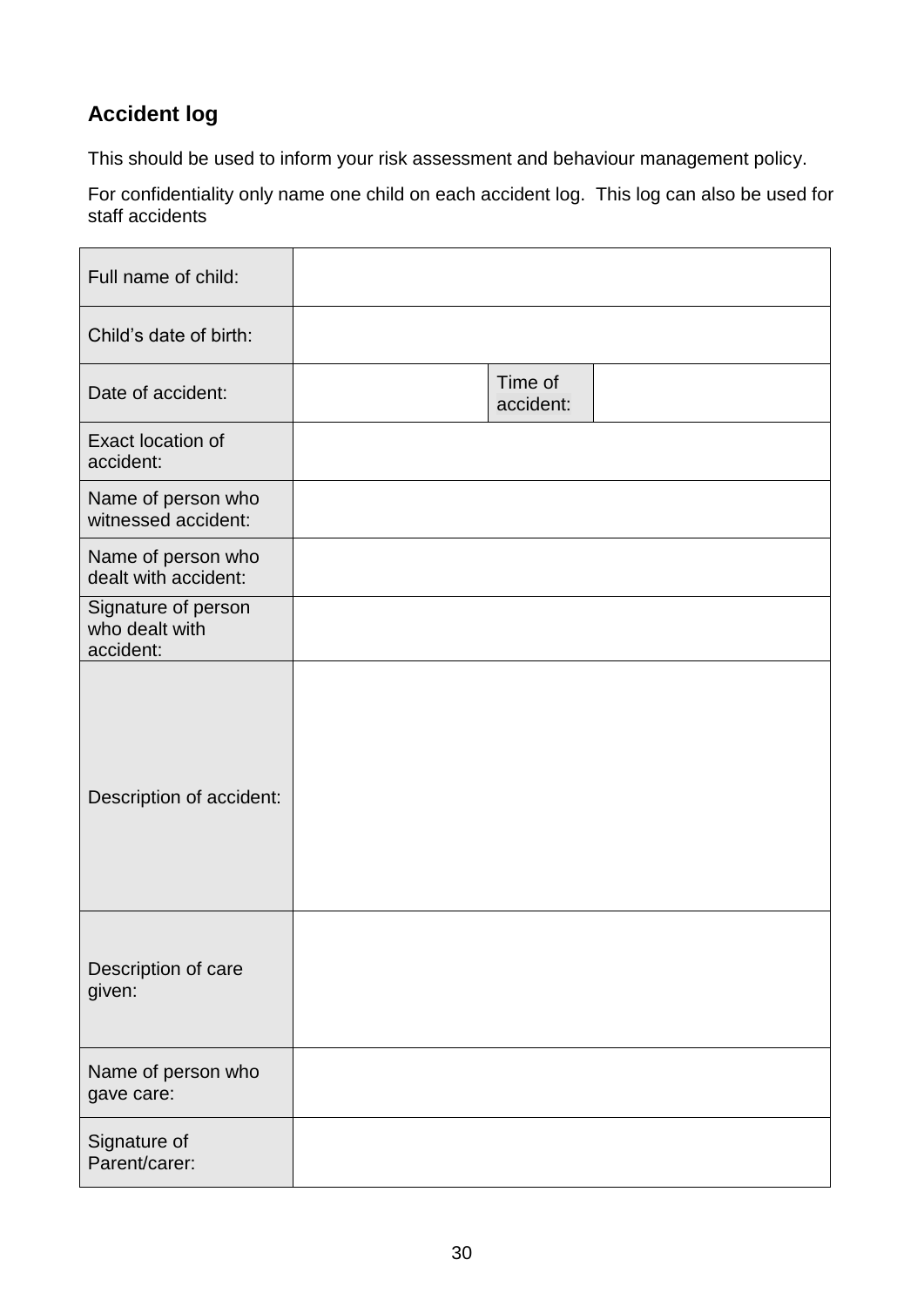## Accident log

This should be used to inform your risk assessment and behaviour management policy.

For confidentiality only name one child on each accident log. This log can also be used for staff accidents

| Full name of child: | | | |
|---|---|---|---|
| Child's date of birth: | | | |
| Date of accident: | | Time of accident: | |
| Exact location of accident: | | | |
| Name of person who witnessed accident: | | | |
| Name of person who dealt with accident: | | | |
| Signature of person who dealt with accident: | | | |
| Description of accident: | | | |
| Description of care given: | | | |
| Name of person who gave care: | | | |
| Signature of Parent/carer: | | | |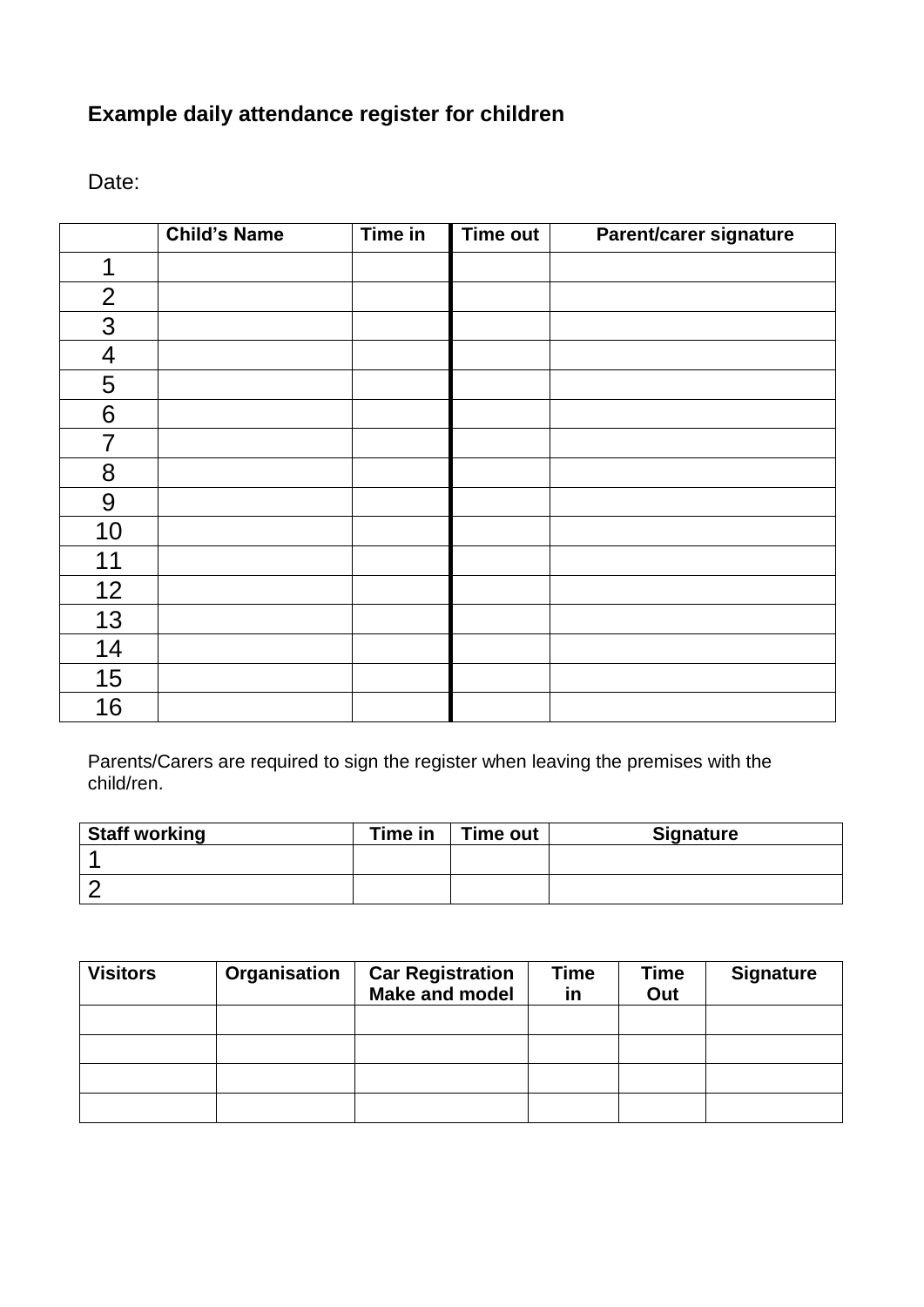**Example daily attendance register for children**

Date:

| | Child's Name | Time in | Time out | Parent/carer signature |
|---|---|---|---|---|
| 1 | | | | |
| 2 | | | | |
| 3 | | | | |
| 4 | | | | |
| 5 | | | | |
| 6 | | | | |
| 7 | | | | |
| 8 | | | | |
| 9 | | | | |
| 10 | | | | |
| 11 | | | | |
| 12 | | | | |
| 13 | | | | |
| 14 | | | | |
| 15 | | | | |
| 16 | | | | |

Parents/Carers are required to sign the register when leaving the premises with the child/ren.

| Staff working | Time in | Time out | Signature |
|---|---|---|---|
| 1 | | | |
| 2 | | | |

| Visitors | Organisation | Car Registration Make and model | Time in | Time Out | Signature |
|---|---|---|---|---|---|
| | | | | | |
| | | | | | |
| | | | | | |
| | | | | | |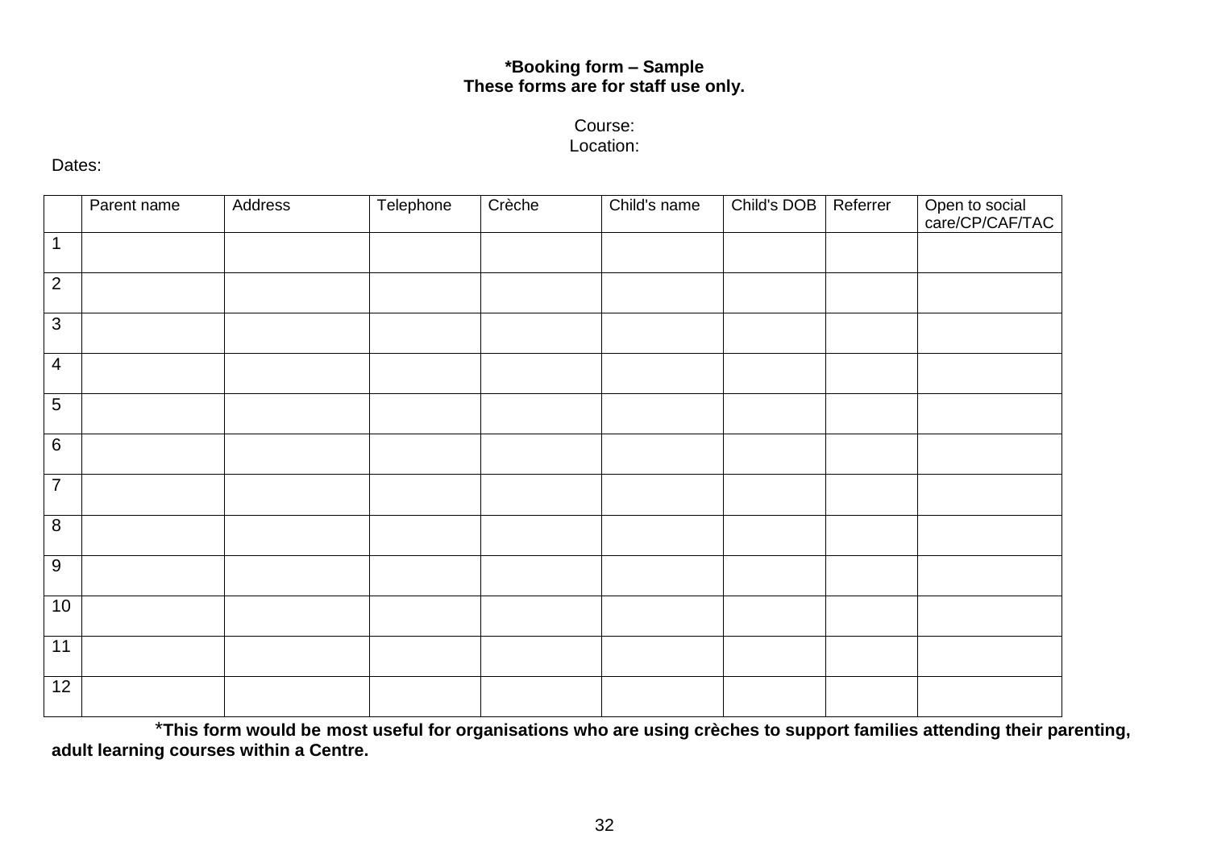**\*Booking form – Sample**
**These forms are for staff use only.**

Course:
Location:

Dates:

| | Parent name | Address | Telephone | Crèche | Child's name | Child's DOB | Referrer | Open to social care/CP/CAF/TAC |
|---|---|---|---|---|---|---|---|---|
| 1 | | | | | | | | |
| 2 | | | | | | | | |
| 3 | | | | | | | | |
| 4 | | | | | | | | |
| 5 | | | | | | | | |
| 6 | | | | | | | | |
| 7 | | | | | | | | |
| 8 | | | | | | | | |
| 9 | | | | | | | | |
| 10 | | | | | | | | |
| 11 | | | | | | | | |
| 12 | | | | | | | | |

\***This form would be most useful for organisations who are using crèches to support families attending their parenting, adult learning courses within a Centre.**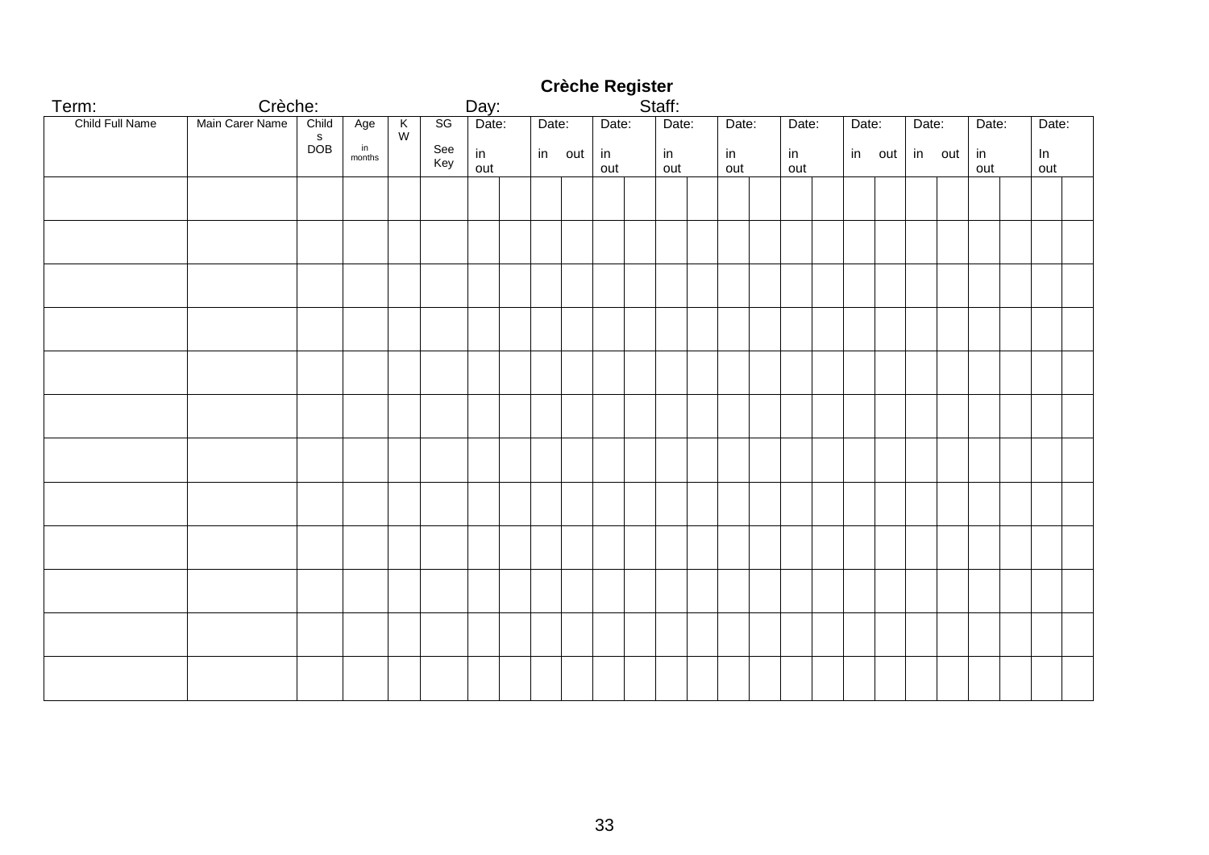# Crèche Register

Term: Crèche: Day: Staff:

| Child Full Name | Main Carer Name | Childs DOB | Age in months | KW | SG See Key | Date: in | out | Date: in | out | Date: in | out | Date: in | out | Date: in | out | Date: in | out | Date: in | out | Date: in | out | Date: in | out | Date: In | out |
|---|---|---|---|---|---|---|---|---|---|---|---|---|---|---|---|---|---|---|---|---|---|---|---|---|---|
| | | | | | | | | | | | | | | | | | | | | | | | | | |
| | | | | | | | | | | | | | | | | | | | | | | | | | |
| | | | | | | | | | | | | | | | | | | | | | | | | | |
| | | | | | | | | | | | | | | | | | | | | | | | | | |
| | | | | | | | | | | | | | | | | | | | | | | | | | |
| | | | | | | | | | | | | | | | | | | | | | | | | | |
| | | | | | | | | | | | | | | | | | | | | | | | | | |
| | | | | | | | | | | | | | | | | | | | | | | | | | |
| | | | | | | | | | | | | | | | | | | | | | | | | | |
| | | | | | | | | | | | | | | | | | | | | | | | | | |
| | | | | | | | | | | | | | | | | | | | | | | | | | |
| | | | | | | | | | | | | | | | | | | | | | | | | | |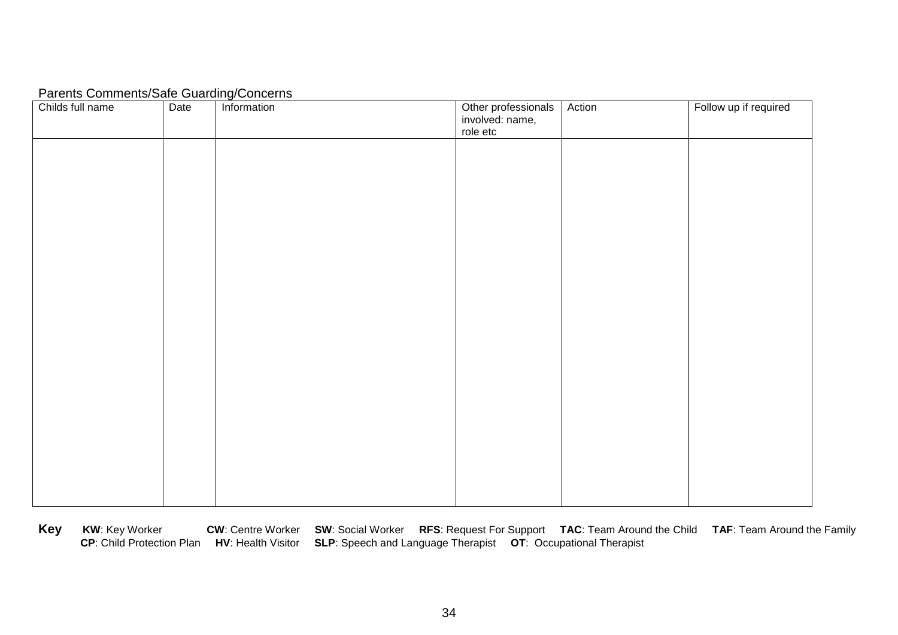Parents Comments/Safe Guarding/Concerns

| Childs full name | Date | Information | Other professionals involved: name, role etc | Action | Follow up if required |
|---|---|---|---|---|---|
| | | | | | |

**Key** **KW**: Key Worker **CW**: Centre Worker **SW**: Social Worker **RFS**: Request For Support **TAC**: Team Around the Child **TAF**: Team Around the Family
**CP**: Child Protection Plan **HV**: Health Visitor **SLP**: Speech and Language Therapist **OT**: Occupational Therapist